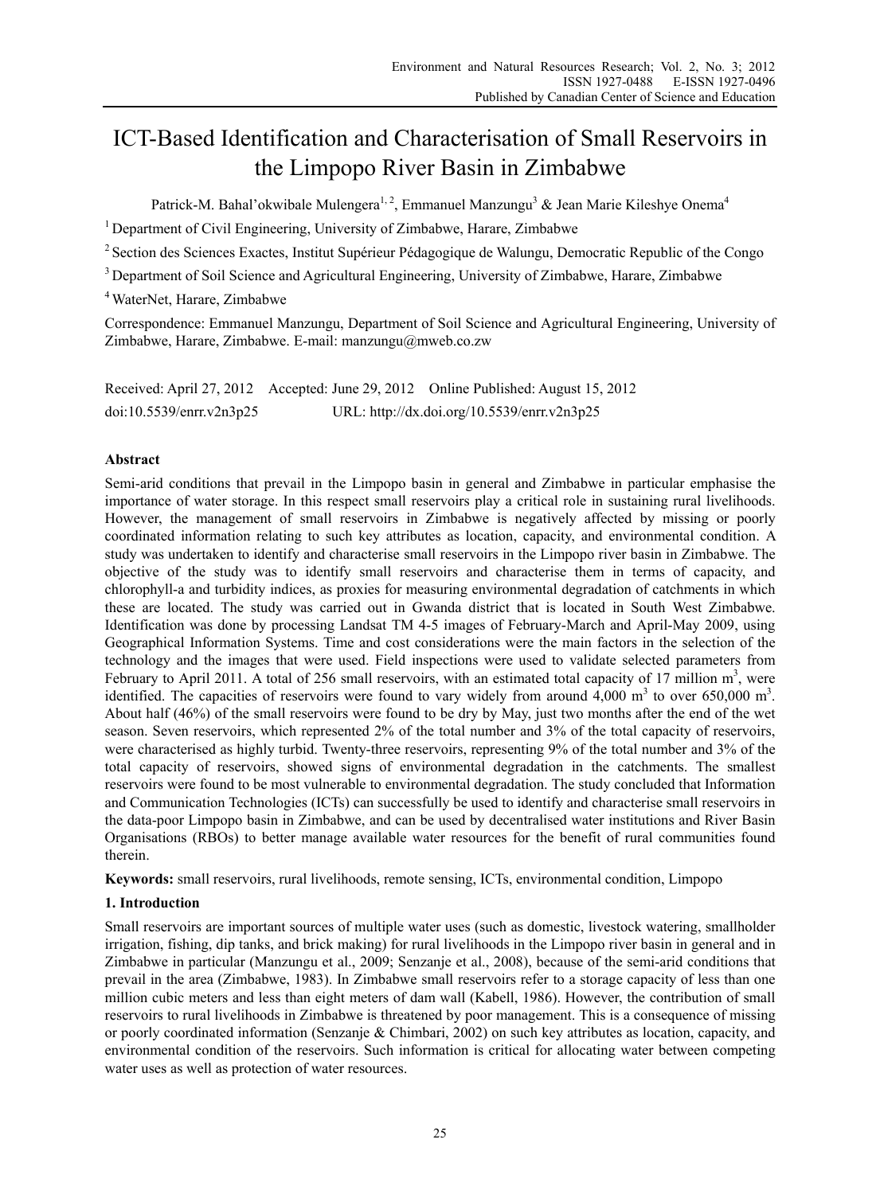# ICT-Based Identification and Characterisation of Small Reservoirs in the Limpopo River Basin in Zimbabwe

Patrick-M. Bahal'okwibale Mulengera[1,2], Emmanuel Manzungu[3] & Jean Marie Kileshye Onema[4]

[1] Department of Civil Engineering, University of Zimbabwe, Harare, Zimbabwe

[2] Section des Sciences Exactes, Institut Supérieur Pédagogique de Walungu, Democratic Republic of the Congo

[3] Department of Soil Science and Agricultural Engineering, University of Zimbabwe, Harare, Zimbabwe

[4] WaterNet, Harare, Zimbabwe

Correspondence: Emmanuel Manzungu, Department of Soil Science and Agricultural Engineering, University of Zimbabwe, Harare, Zimbabwe. E-mail: manzungu@mweb.co.zw

Received: April 27, 2012 Accepted: June 29, 2012 Online Published: August 15, 2012

doi:10.5539/enrr.v2n3p25 URL: http://dx.doi.org/10.5539/enrr.v2n3p25

## Abstract

Semi-arid conditions that prevail in the Limpopo basin in general and Zimbabwe in particular emphasise the importance of water storage. In this respect small reservoirs play a critical role in sustaining rural livelihoods. However, the management of small reservoirs in Zimbabwe is negatively affected by missing or poorly coordinated information relating to such key attributes as location, capacity, and environmental condition. A study was undertaken to identify and characterise small reservoirs in the Limpopo river basin in Zimbabwe. The objective of the study was to identify small reservoirs and characterise them in terms of capacity, and chlorophyll-a and turbidity indices, as proxies for measuring environmental degradation of catchments in which these are located. The study was carried out in Gwanda district that is located in South West Zimbabwe. Identification was done by processing Landsat TM 4-5 images of February-March and April-May 2009, using Geographical Information Systems. Time and cost considerations were the main factors in the selection of the technology and the images that were used. Field inspections were used to validate selected parameters from February to April 2011. A total of 256 small reservoirs, with an estimated total capacity of 17 million $m^3$, were identified. The capacities of reservoirs were found to vary widely from around 4,000 $m^3$ to over 650,000 $m^3$. About half (46%) of the small reservoirs were found to be dry by May, just two months after the end of the wet season. Seven reservoirs, which represented 2% of the total number and 3% of the total capacity of reservoirs, were characterised as highly turbid. Twenty-three reservoirs, representing 9% of the total number and 3% of the total capacity of reservoirs, showed signs of environmental degradation in the catchments. The smallest reservoirs were found to be most vulnerable to environmental degradation. The study concluded that Information and Communication Technologies (ICTs) can successfully be used to identify and characterise small reservoirs in the data-poor Limpopo basin in Zimbabwe, and can be used by decentralised water institutions and River Basin Organisations (RBOs) to better manage available water resources for the benefit of rural communities found therein.

**Keywords:** small reservoirs, rural livelihoods, remote sensing, ICTs, environmental condition, Limpopo

## 1. Introduction

Small reservoirs are important sources of multiple water uses (such as domestic, livestock watering, smallholder irrigation, fishing, dip tanks, and brick making) for rural livelihoods in the Limpopo river basin in general and in Zimbabwe in particular (Manzungu et al., 2009; Senzanje et al., 2008), because of the semi-arid conditions that prevail in the area (Zimbabwe, 1983). In Zimbabwe small reservoirs refer to a storage capacity of less than one million cubic meters and less than eight meters of dam wall (Kabell, 1986). However, the contribution of small reservoirs to rural livelihoods in Zimbabwe is threatened by poor management. This is a consequence of missing or poorly coordinated information (Senzanje & Chimbari, 2002) on such key attributes as location, capacity, and environmental condition of the reservoirs. Such information is critical for allocating water between competing water uses as well as protection of water resources.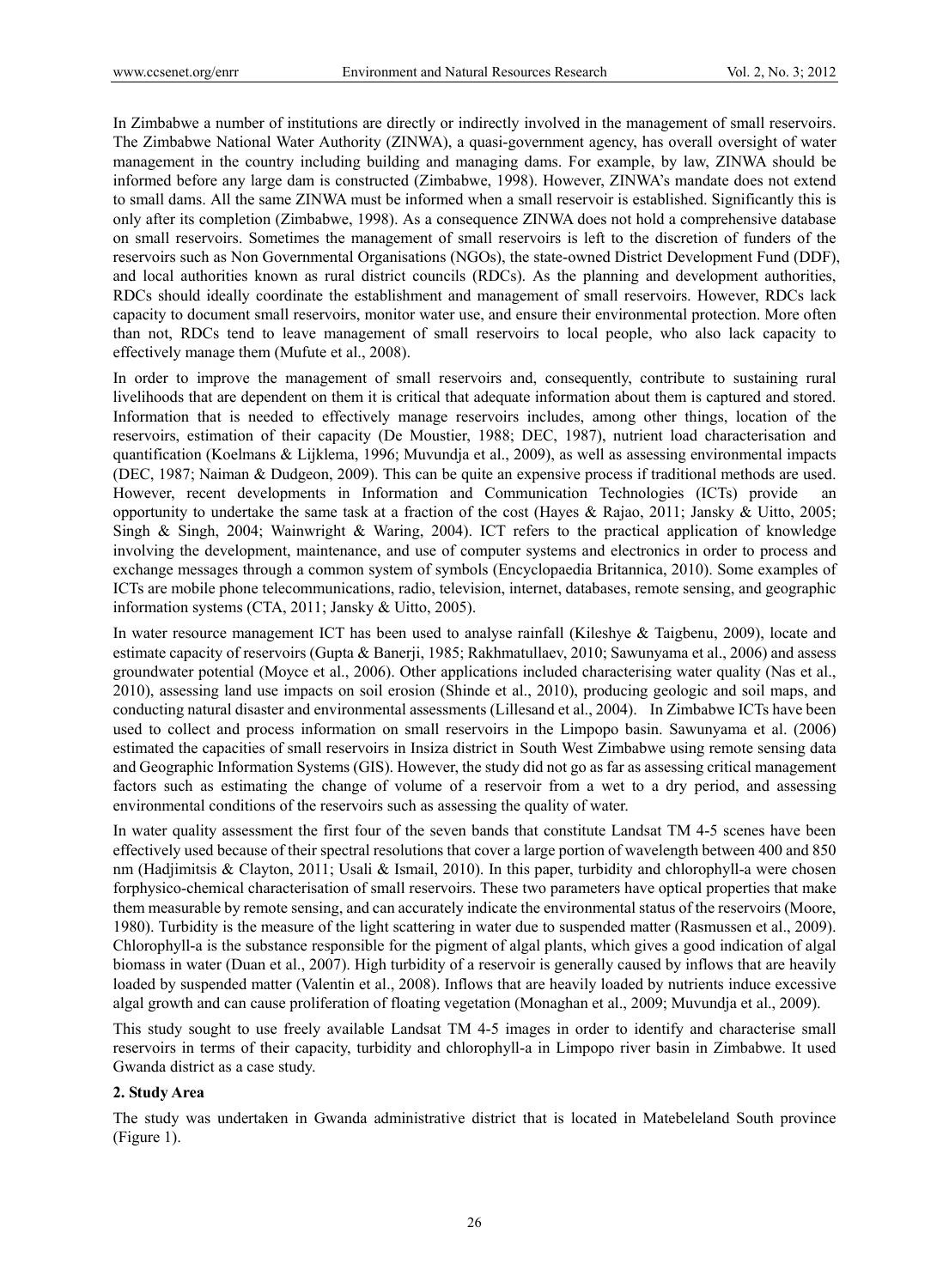In Zimbabwe a number of institutions are directly or indirectly involved in the management of small reservoirs. The Zimbabwe National Water Authority (ZINWA), a quasi-government agency, has overall oversight of water management in the country including building and managing dams. For example, by law, ZINWA should be informed before any large dam is constructed (Zimbabwe, 1998). However, ZINWA's mandate does not extend to small dams. All the same ZINWA must be informed when a small reservoir is established. Significantly this is only after its completion (Zimbabwe, 1998). As a consequence ZINWA does not hold a comprehensive database on small reservoirs. Sometimes the management of small reservoirs is left to the discretion of funders of the reservoirs such as Non Governmental Organisations (NGOs), the state-owned District Development Fund (DDF), and local authorities known as rural district councils (RDCs). As the planning and development authorities, RDCs should ideally coordinate the establishment and management of small reservoirs. However, RDCs lack capacity to document small reservoirs, monitor water use, and ensure their environmental protection. More often than not, RDCs tend to leave management of small reservoirs to local people, who also lack capacity to effectively manage them (Mufute et al., 2008).

In order to improve the management of small reservoirs and, consequently, contribute to sustaining rural livelihoods that are dependent on them it is critical that adequate information about them is captured and stored. Information that is needed to effectively manage reservoirs includes, among other things, location of the reservoirs, estimation of their capacity (De Moustier, 1988; DEC, 1987), nutrient load characterisation and quantification (Koelmans & Lijklema, 1996; Muvundja et al., 2009), as well as assessing environmental impacts (DEC, 1987; Naiman & Dudgeon, 2009). This can be quite an expensive process if traditional methods are used. However, recent developments in Information and Communication Technologies (ICTs) provide an opportunity to undertake the same task at a fraction of the cost (Hayes & Rajao, 2011; Jansky & Uitto, 2005; Singh & Singh, 2004; Wainwright & Waring, 2004). ICT refers to the practical application of knowledge involving the development, maintenance, and use of computer systems and electronics in order to process and exchange messages through a common system of symbols (Encyclopaedia Britannica, 2010). Some examples of ICTs are mobile phone telecommunications, radio, television, internet, databases, remote sensing, and geographic information systems (CTA, 2011; Jansky & Uitto, 2005).

In water resource management ICT has been used to analyse rainfall (Kileshye & Taigbenu, 2009), locate and estimate capacity of reservoirs (Gupta & Banerji, 1985; Rakhmatullaev, 2010; Sawunyama et al., 2006) and assess groundwater potential (Moyce et al., 2006). Other applications included characterising water quality (Nas et al., 2010), assessing land use impacts on soil erosion (Shinde et al., 2010), producing geologic and soil maps, and conducting natural disaster and environmental assessments (Lillesand et al., 2004). In Zimbabwe ICTs have been used to collect and process information on small reservoirs in the Limpopo basin. Sawunyama et al. (2006) estimated the capacities of small reservoirs in Insiza district in South West Zimbabwe using remote sensing data and Geographic Information Systems (GIS). However, the study did not go as far as assessing critical management factors such as estimating the change of volume of a reservoir from a wet to a dry period, and assessing environmental conditions of the reservoirs such as assessing the quality of water.

In water quality assessment the first four of the seven bands that constitute Landsat TM 4-5 scenes have been effectively used because of their spectral resolutions that cover a large portion of wavelength between 400 and 850 nm (Hadjimitsis & Clayton, 2011; Usali & Ismail, 2010). In this paper, turbidity and chlorophyll-a were chosen forphysico-chemical characterisation of small reservoirs. These two parameters have optical properties that make them measurable by remote sensing, and can accurately indicate the environmental status of the reservoirs (Moore, 1980). Turbidity is the measure of the light scattering in water due to suspended matter (Rasmussen et al., 2009). Chlorophyll-a is the substance responsible for the pigment of algal plants, which gives a good indication of algal biomass in water (Duan et al., 2007). High turbidity of a reservoir is generally caused by inflows that are heavily loaded by suspended matter (Valentin et al., 2008). Inflows that are heavily loaded by nutrients induce excessive algal growth and can cause proliferation of floating vegetation (Monaghan et al., 2009; Muvundja et al., 2009).

This study sought to use freely available Landsat TM 4-5 images in order to identify and characterise small reservoirs in terms of their capacity, turbidity and chlorophyll-a in Limpopo river basin in Zimbabwe. It used Gwanda district as a case study.

## 2. Study Area

The study was undertaken in Gwanda administrative district that is located in Matebeleland South province (Figure 1).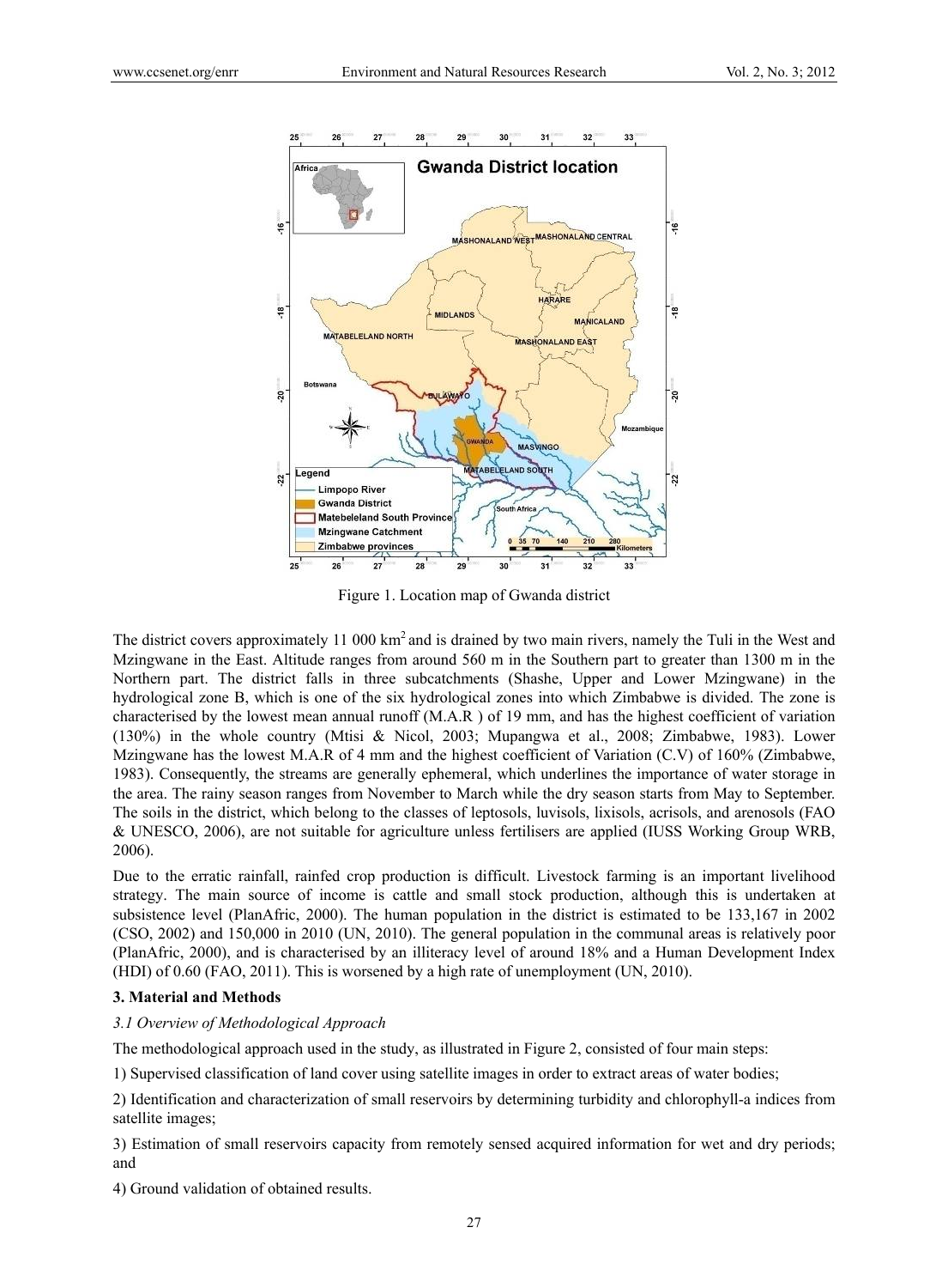Figure 1. Location map of Gwanda district

The district covers approximately 11 000 km$^2$ and is drained by two main rivers, namely the Tuli in the West and Mzingwane in the East. Altitude ranges from around 560 m in the Southern part to greater than 1300 m in the Northern part. The district falls in three subcatchments (Shashe, Upper and Lower Mzingwane) in the hydrological zone B, which is one of the six hydrological zones into which Zimbabwe is divided. The zone is characterised by the lowest mean annual runoff (M.A.R ) of 19 mm, and has the highest coefficient of variation (130%) in the whole country (Mtisi & Nicol, 2003; Mupangwa et al., 2008; Zimbabwe, 1983). Lower Mzingwane has the lowest M.A.R of 4 mm and the highest coefficient of Variation (C.V) of 160% (Zimbabwe, 1983). Consequently, the streams are generally ephemeral, which underlines the importance of water storage in the area. The rainy season ranges from November to March while the dry season starts from May to September. The soils in the district, which belong to the classes of leptosols, luvisols, lixisols, acrisols, and arenosols (FAO & UNESCO, 2006), are not suitable for agriculture unless fertilisers are applied (IUSS Working Group WRB, 2006).

Due to the erratic rainfall, rainfed crop production is difficult. Livestock farming is an important livelihood strategy. The main source of income is cattle and small stock production, although this is undertaken at subsistence level (PlanAfric, 2000). The human population in the district is estimated to be 133,167 in 2002 (CSO, 2002) and 150,000 in 2010 (UN, 2010). The general population in the communal areas is relatively poor (PlanAfric, 2000), and is characterised by an illiteracy level of around 18% and a Human Development Index (HDI) of 0.60 (FAO, 2011). This is worsened by a high rate of unemployment (UN, 2010).

## 3. Material and Methods

### *3.1 Overview of Methodological Approach*

The methodological approach used in the study, as illustrated in Figure 2, consisted of four main steps:

1) Supervised classification of land cover using satellite images in order to extract areas of water bodies;

2) Identification and characterization of small reservoirs by determining turbidity and chlorophyll-a indices from satellite images;

3) Estimation of small reservoirs capacity from remotely sensed acquired information for wet and dry periods; and

4) Ground validation of obtained results.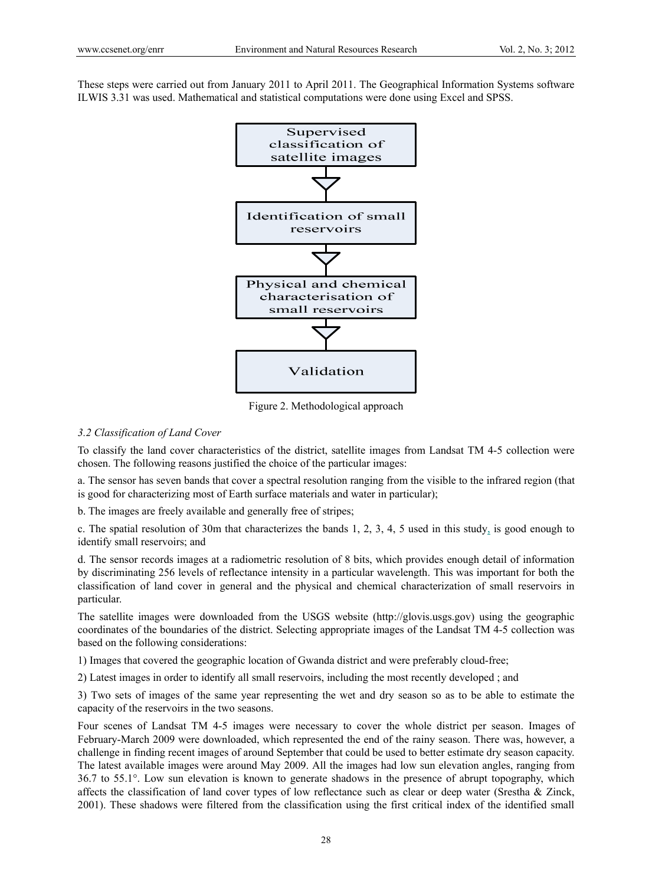These steps were carried out from January 2011 to April 2011. The Geographical Information Systems software ILWIS 3.31 was used. Mathematical and statistical computations were done using Excel and SPSS.

Supervised classification of satellite images

Identification of small reservoirs

Physical and chemical characterisation of small reservoirs

Validation

Figure 2. Methodological approach

### *3.2 Classification of Land Cover*

To classify the land cover characteristics of the district, satellite images from Landsat TM 4-5 collection were chosen. The following reasons justified the choice of the particular images:

a. The sensor has seven bands that cover a spectral resolution ranging from the visible to the infrared region (that is good for characterizing most of Earth surface materials and water in particular);

b. The images are freely available and generally free of stripes;

c. The spatial resolution of 30m that characterizes the bands 1, 2, 3, 4, 5 used in this study, is good enough to identify small reservoirs; and

d. The sensor records images at a radiometric resolution of 8 bits, which provides enough detail of information by discriminating 256 levels of reflectance intensity in a particular wavelength. This was important for both the classification of land cover in general and the physical and chemical characterization of small reservoirs in particular.

The satellite images were downloaded from the USGS website (http://glovis.usgs.gov) using the geographic coordinates of the boundaries of the district. Selecting appropriate images of the Landsat TM 4-5 collection was based on the following considerations:

1) Images that covered the geographic location of Gwanda district and were preferably cloud-free;

2) Latest images in order to identify all small reservoirs, including the most recently developed ; and

3) Two sets of images of the same year representing the wet and dry season so as to be able to estimate the capacity of the reservoirs in the two seasons.

Four scenes of Landsat TM 4-5 images were necessary to cover the whole district per season. Images of February-March 2009 were downloaded, which represented the end of the rainy season. There was, however, a challenge in finding recent images of around September that could be used to better estimate dry season capacity. The latest available images were around May 2009. All the images had low sun elevation angles, ranging from 36.7 to 55.1°. Low sun elevation is known to generate shadows in the presence of abrupt topography, which affects the classification of land cover types of low reflectance such as clear or deep water (Srestha & Zinck, 2001). These shadows were filtered from the classification using the first critical index of the identified small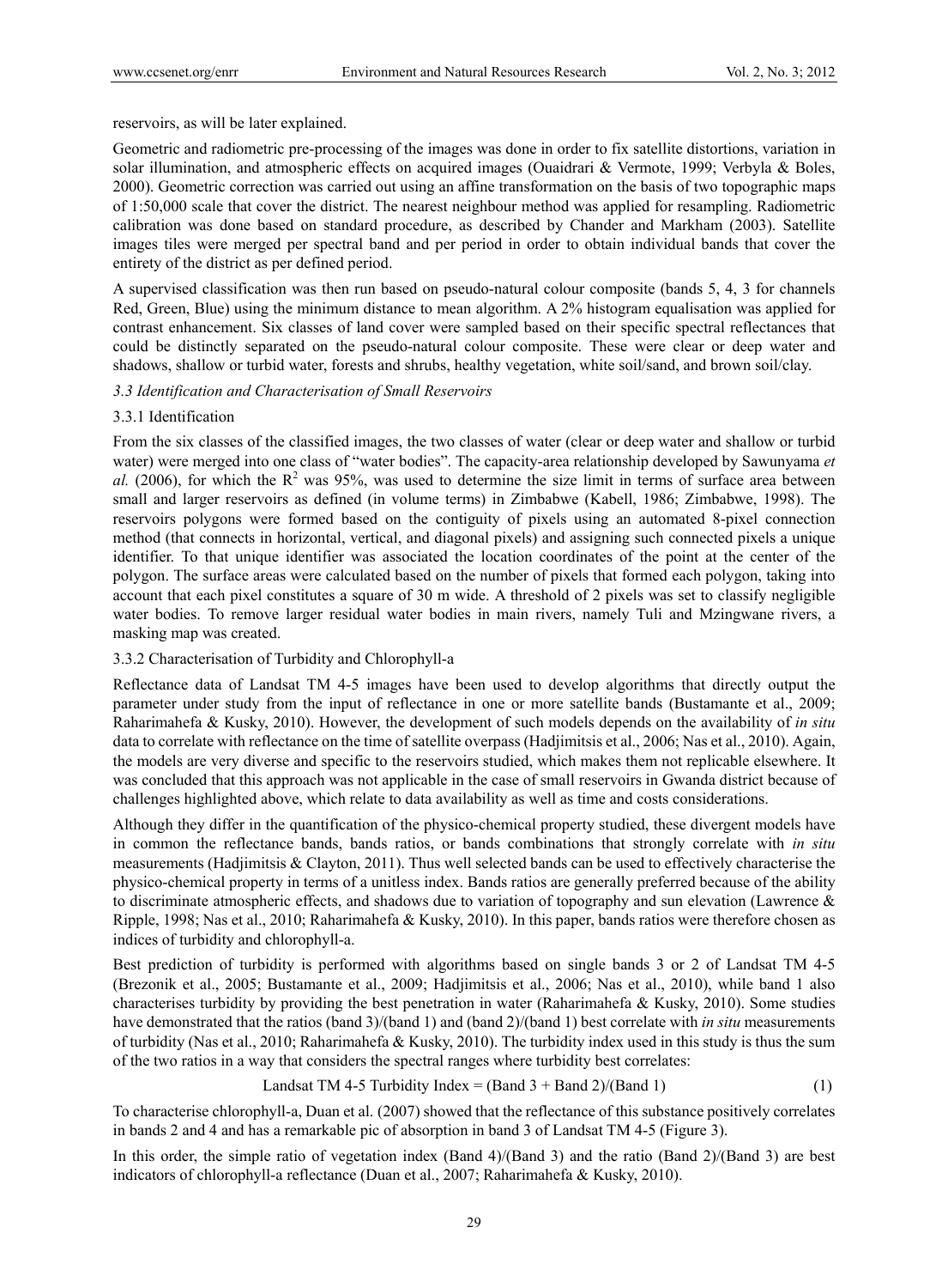reservoirs, as will be later explained.

Geometric and radiometric pre-processing of the images was done in order to fix satellite distortions, variation in solar illumination, and atmospheric effects on acquired images (Ouaidrari & Vermote, 1999; Verbyla & Boles, 2000). Geometric correction was carried out using an affine transformation on the basis of two topographic maps of 1:50,000 scale that cover the district. The nearest neighbour method was applied for resampling. Radiometric calibration was done based on standard procedure, as described by Chander and Markham (2003). Satellite images tiles were merged per spectral band and per period in order to obtain individual bands that cover the entirety of the district as per defined period.

A supervised classification was then run based on pseudo-natural colour composite (bands 5, 4, 3 for channels Red, Green, Blue) using the minimum distance to mean algorithm. A 2% histogram equalisation was applied for contrast enhancement. Six classes of land cover were sampled based on their specific spectral reflectances that could be distinctly separated on the pseudo-natural colour composite. These were clear or deep water and shadows, shallow or turbid water, forests and shrubs, healthy vegetation, white soil/sand, and brown soil/clay.

### *3.3 Identification and Characterisation of Small Reservoirs*

#### 3.3.1 Identification

From the six classes of the classified images, the two classes of water (clear or deep water and shallow or turbid water) were merged into one class of "water bodies". The capacity-area relationship developed by Sawunyama *et al.* (2006), for which the $R^2$ was 95%, was used to determine the size limit in terms of surface area between small and larger reservoirs as defined (in volume terms) in Zimbabwe (Kabell, 1986; Zimbabwe, 1998). The reservoirs polygons were formed based on the contiguity of pixels using an automated 8-pixel connection method (that connects in horizontal, vertical, and diagonal pixels) and assigning such connected pixels a unique identifier. To that unique identifier was associated the location coordinates of the point at the center of the polygon. The surface areas were calculated based on the number of pixels that formed each polygon, taking into account that each pixel constitutes a square of 30 m wide. A threshold of 2 pixels was set to classify negligible water bodies. To remove larger residual water bodies in main rivers, namely Tuli and Mzingwane rivers, a masking map was created.

#### 3.3.2 Characterisation of Turbidity and Chlorophyll-a

Reflectance data of Landsat TM 4-5 images have been used to develop algorithms that directly output the parameter under study from the input of reflectance in one or more satellite bands (Bustamante et al., 2009; Raharimahefa & Kusky, 2010). However, the development of such models depends on the availability of *in situ* data to correlate with reflectance on the time of satellite overpass (Hadjimitsis et al., 2006; Nas et al., 2010). Again, the models are very diverse and specific to the reservoirs studied, which makes them not replicable elsewhere. It was concluded that this approach was not applicable in the case of small reservoirs in Gwanda district because of challenges highlighted above, which relate to data availability as well as time and costs considerations.

Although they differ in the quantification of the physico-chemical property studied, these divergent models have in common the reflectance bands, bands ratios, or bands combinations that strongly correlate with *in situ* measurements (Hadjimitsis & Clayton, 2011). Thus well selected bands can be used to effectively characterise the physico-chemical property in terms of a unitless index. Bands ratios are generally preferred because of the ability to discriminate atmospheric effects, and shadows due to variation of topography and sun elevation (Lawrence & Ripple, 1998; Nas et al., 2010; Raharimahefa & Kusky, 2010). In this paper, bands ratios were therefore chosen as indices of turbidity and chlorophyll-a.

Best prediction of turbidity is performed with algorithms based on single bands 3 or 2 of Landsat TM 4-5 (Brezonik et al., 2005; Bustamante et al., 2009; Hadjimitsis et al., 2006; Nas et al., 2010), while band 1 also characterises turbidity by providing the best penetration in water (Raharimahefa & Kusky, 2010). Some studies have demonstrated that the ratios (band 3)/(band 1) and (band 2)/(band 1) best correlate with *in situ* measurements of turbidity (Nas et al., 2010; Raharimahefa & Kusky, 2010). The turbidity index used in this study is thus the sum of the two ratios in a way that considers the spectral ranges where turbidity best correlates:

$$\text{Landsat TM 4-5 Turbidity Index} = (\text{Band 3} + \text{Band 2})/(\text{Band 1}) \qquad (1)$$

To characterise chlorophyll-a, Duan et al. (2007) showed that the reflectance of this substance positively correlates in bands 2 and 4 and has a remarkable pic of absorption in band 3 of Landsat TM 4-5 (Figure 3).

In this order, the simple ratio of vegetation index (Band 4)/(Band 3) and the ratio (Band 2)/(Band 3) are best indicators of chlorophyll-a reflectance (Duan et al., 2007; Raharimahefa & Kusky, 2010).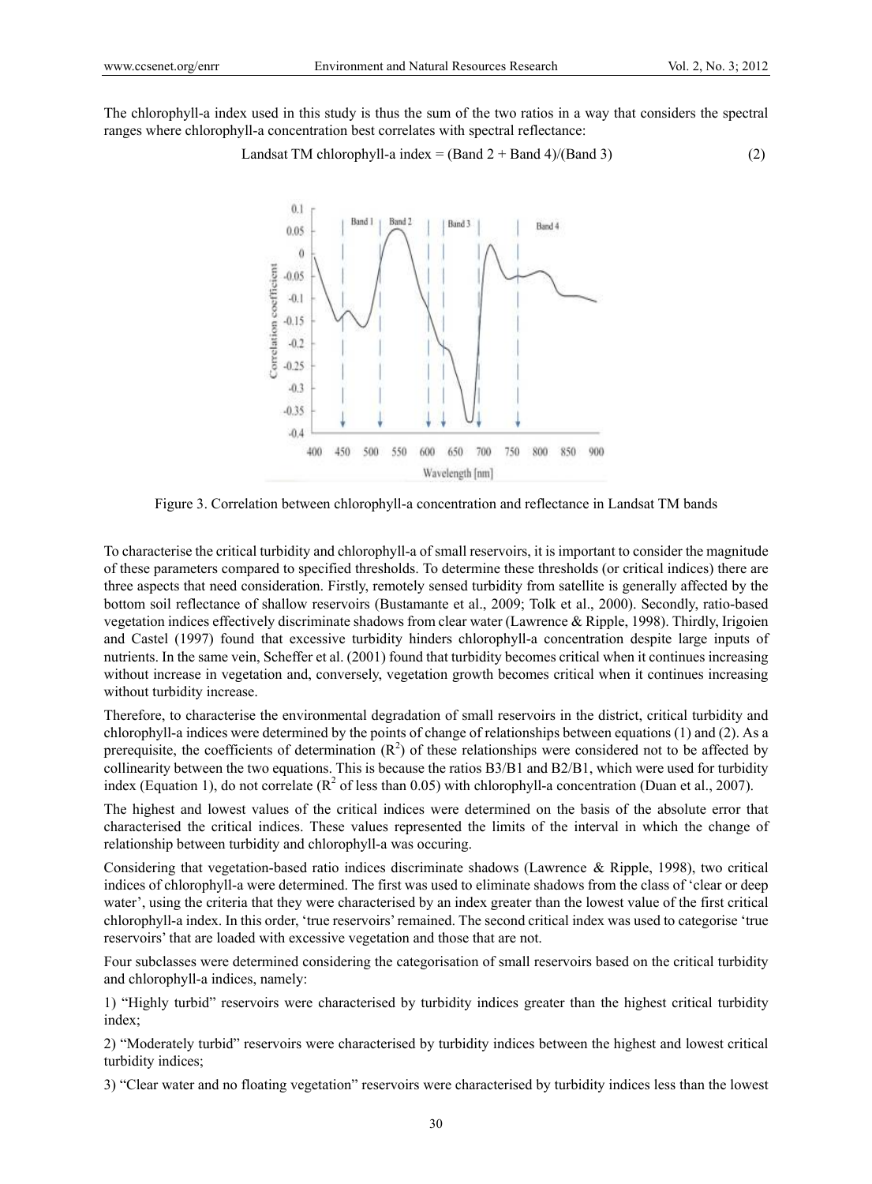The chlorophyll-a index used in this study is thus the sum of the two ratios in a way that considers the spectral ranges where chlorophyll-a concentration best correlates with spectral reflectance:

$$\text{Landsat TM chlorophyll-a index} = (\text{Band 2} + \text{Band 4})/(\text{Band 3}) \qquad (2)$$

Figure 3. Correlation between chlorophyll-a concentration and reflectance in Landsat TM bands

To characterise the critical turbidity and chlorophyll-a of small reservoirs, it is important to consider the magnitude of these parameters compared to specified thresholds. To determine these thresholds (or critical indices) there are three aspects that need consideration. Firstly, remotely sensed turbidity from satellite is generally affected by the bottom soil reflectance of shallow reservoirs (Bustamante et al., 2009; Tolk et al., 2000). Secondly, ratio-based vegetation indices effectively discriminate shadows from clear water (Lawrence & Ripple, 1998). Thirdly, Irigoien and Castel (1997) found that excessive turbidity hinders chlorophyll-a concentration despite large inputs of nutrients. In the same vein, Scheffer et al. (2001) found that turbidity becomes critical when it continues increasing without increase in vegetation and, conversely, vegetation growth becomes critical when it continues increasing without turbidity increase.

Therefore, to characterise the environmental degradation of small reservoirs in the district, critical turbidity and chlorophyll-a indices were determined by the points of change of relationships between equations (1) and (2). As a prerequisite, the coefficients of determination ($R^2$) of these relationships were considered not to be affected by collinearity between the two equations. This is because the ratios B3/B1 and B2/B1, which were used for turbidity index (Equation 1), do not correlate ($R^2$ of less than 0.05) with chlorophyll-a concentration (Duan et al., 2007).

The highest and lowest values of the critical indices were determined on the basis of the absolute error that characterised the critical indices. These values represented the limits of the interval in which the change of relationship between turbidity and chlorophyll-a was occuring.

Considering that vegetation-based ratio indices discriminate shadows (Lawrence & Ripple, 1998), two critical indices of chlorophyll-a were determined. The first was used to eliminate shadows from the class of 'clear or deep water', using the criteria that they were characterised by an index greater than the lowest value of the first critical chlorophyll-a index. In this order, 'true reservoirs' remained. The second critical index was used to categorise 'true reservoirs' that are loaded with excessive vegetation and those that are not.

Four subclasses were determined considering the categorisation of small reservoirs based on the critical turbidity and chlorophyll-a indices, namely:

1) "Highly turbid" reservoirs were characterised by turbidity indices greater than the highest critical turbidity index;

2) "Moderately turbid" reservoirs were characterised by turbidity indices between the highest and lowest critical turbidity indices;

3) "Clear water and no floating vegetation" reservoirs were characterised by turbidity indices less than the lowest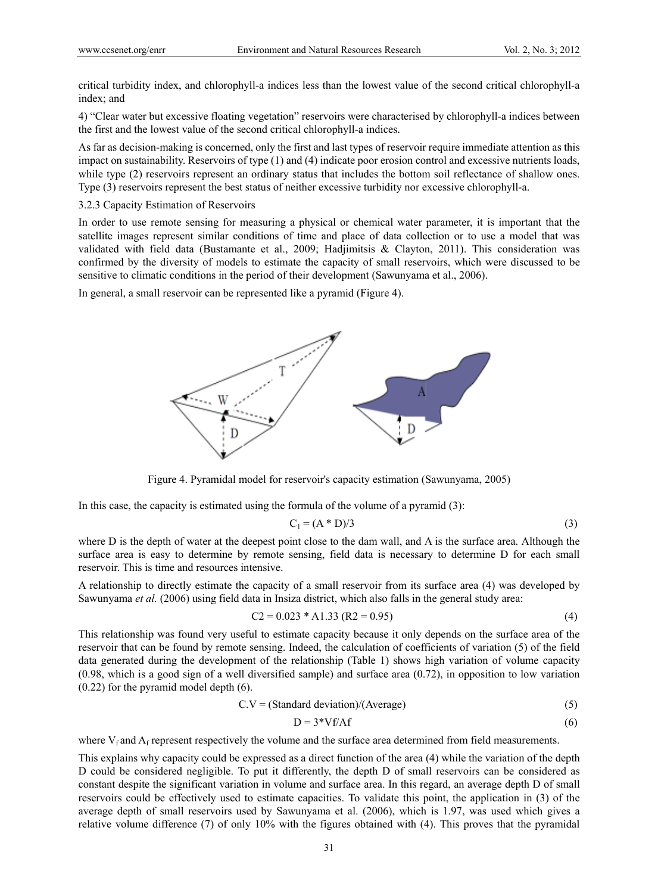critical turbidity index, and chlorophyll-a indices less than the lowest value of the second critical chlorophyll-a index; and

4) "Clear water but excessive floating vegetation" reservoirs were characterised by chlorophyll-a indices between the first and the lowest value of the second critical chlorophyll-a indices.

As far as decision-making is concerned, only the first and last types of reservoir require immediate attention as this impact on sustainability. Reservoirs of type (1) and (4) indicate poor erosion control and excessive nutrients loads, while type (2) reservoirs represent an ordinary status that includes the bottom soil reflectance of shallow ones. Type (3) reservoirs represent the best status of neither excessive turbidity nor excessive chlorophyll-a.

### 3.2.3 Capacity Estimation of Reservoirs

In order to use remote sensing for measuring a physical or chemical water parameter, it is important that the satellite images represent similar conditions of time and place of data collection or to use a model that was validated with field data (Bustamante et al., 2009; Hadjimitsis & Clayton, 2011). This consideration was confirmed by the diversity of models to estimate the capacity of small reservoirs, which were discussed to be sensitive to climatic conditions in the period of their development (Sawunyama et al., 2006).

In general, a small reservoir can be represented like a pyramid (Figure 4).

Figure 4. Pyramidal model for reservoir's capacity estimation (Sawunyama, 2005)

In this case, the capacity is estimated using the formula of the volume of a pyramid (3):

$$C_1 = (A * D)/3 \tag{3}$$

where D is the depth of water at the deepest point close to the dam wall, and A is the surface area. Although the surface area is easy to determine by remote sensing, field data is necessary to determine D for each small reservoir. This is time and resources intensive.

A relationship to directly estimate the capacity of a small reservoir from its surface area (4) was developed by Sawunyama *et al.* (2006) using field data in Insiza district, which also falls in the general study area:

$$C2 = 0.023 * A1.33 \ (R2 = 0.95) \tag{4}$$

This relationship was found very useful to estimate capacity because it only depends on the surface area of the reservoir that can be found by remote sensing. Indeed, the calculation of coefficients of variation (5) of the field data generated during the development of the relationship (Table 1) shows high variation of volume capacity (0.98, which is a good sign of a well diversified sample) and surface area (0.72), in opposition to low variation (0.22) for the pyramid model depth (6).

$$C.V = (\text{Standard deviation})/(\text{Average}) \tag{5}$$

$$D = 3*Vf/Af \tag{6}$$

where $V_f$ and $A_f$ represent respectively the volume and the surface area determined from field measurements.

This explains why capacity could be expressed as a direct function of the area (4) while the variation of the depth D could be considered negligible. To put it differently, the depth D of small reservoirs can be considered as constant despite the significant variation in volume and surface area. In this regard, an average depth D of small reservoirs could be effectively used to estimate capacities. To validate this point, the application in (3) of the average depth of small reservoirs used by Sawunyama et al. (2006), which is 1.97, was used which gives a relative volume difference (7) of only 10% with the figures obtained with (4). This proves that the pyramidal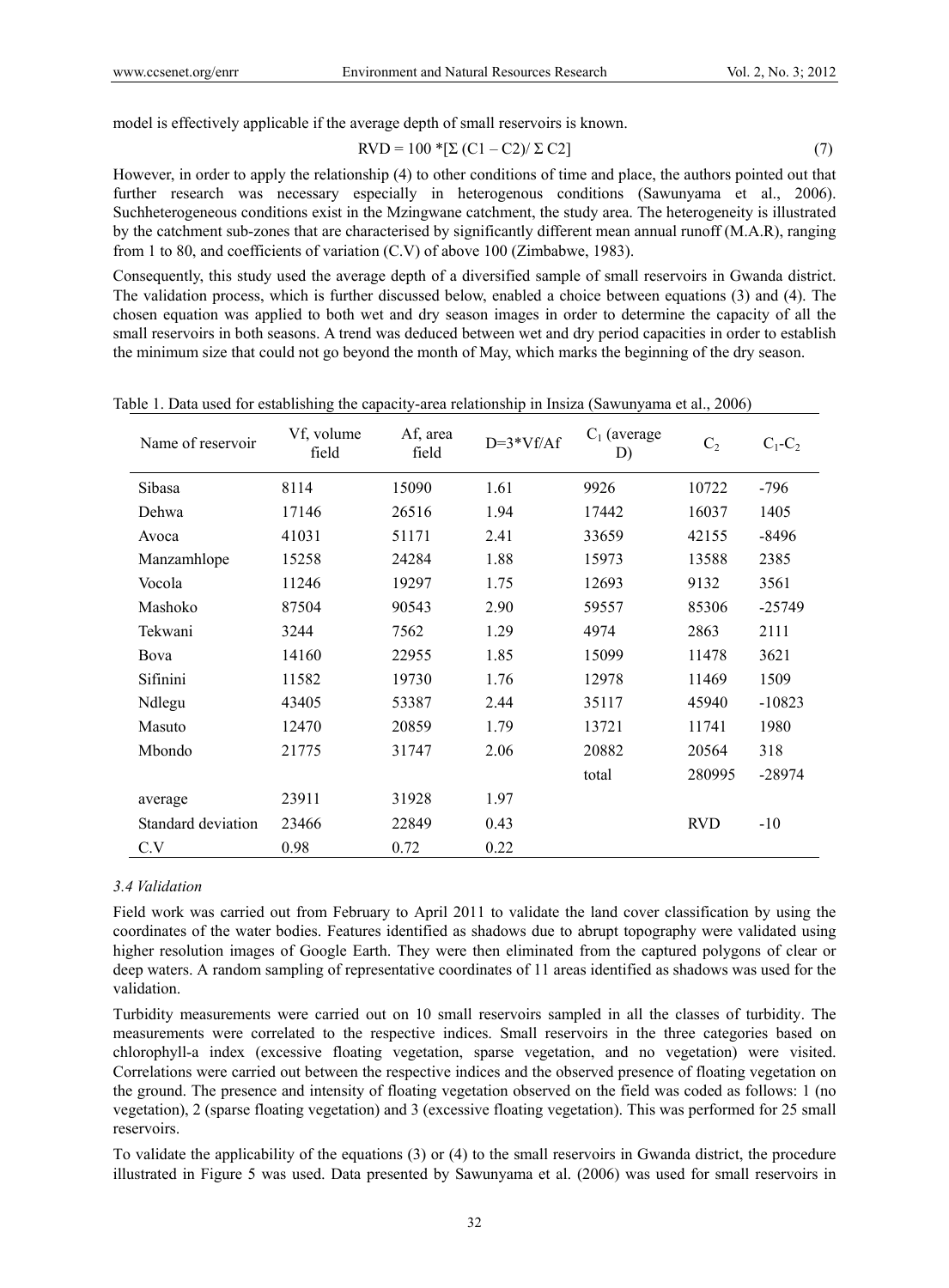model is effectively applicable if the average depth of small reservoirs is known.

$$RVD = 100 * [\Sigma (C1 - C2) / \Sigma C2] \quad (7)$$

However, in order to apply the relationship (4) to other conditions of time and place, the authors pointed out that further research was necessary especially in heterogenous conditions (Sawunyama et al., 2006). Suchheterogeneous conditions exist in the Mzingwane catchment, the study area. The heterogeneity is illustrated by the catchment sub-zones that are characterised by significantly different mean annual runoff (M.A.R), ranging from 1 to 80, and coefficients of variation (C.V) of above 100 (Zimbabwe, 1983).

Consequently, this study used the average depth of a diversified sample of small reservoirs in Gwanda district. The validation process, which is further discussed below, enabled a choice between equations (3) and (4). The chosen equation was applied to both wet and dry season images in order to determine the capacity of all the small reservoirs in both seasons. A trend was deduced between wet and dry period capacities in order to establish the minimum size that could not go beyond the month of May, which marks the beginning of the dry season.

Table 1. Data used for establishing the capacity-area relationship in Insiza (Sawunyama et al., 2006)

| Name of reservoir | Vf, volume field | Af, area field | D=3*Vf/Af | $C_1$ (average D) | $C_2$ | $C_1$-$C_2$ |
|---|---|---|---|---|---|---|
| Sibasa | 8114 | 15090 | 1.61 | 9926 | 10722 | -796 |
| Dehwa | 17146 | 26516 | 1.94 | 17442 | 16037 | 1405 |
| Avoca | 41031 | 51171 | 2.41 | 33659 | 42155 | -8496 |
| Manzamhlope | 15258 | 24284 | 1.88 | 15973 | 13588 | 2385 |
| Vocola | 11246 | 19297 | 1.75 | 12693 | 9132 | 3561 |
| Mashoko | 87504 | 90543 | 2.90 | 59557 | 85306 | -25749 |
| Tekwani | 3244 | 7562 | 1.29 | 4974 | 2863 | 2111 |
| Bova | 14160 | 22955 | 1.85 | 15099 | 11478 | 3621 |
| Sifinini | 11582 | 19730 | 1.76 | 12978 | 11469 | 1509 |
| Ndlegu | 43405 | 53387 | 2.44 | 35117 | 45940 | -10823 |
| Masuto | 12470 | 20859 | 1.79 | 13721 | 11741 | 1980 |
| Mbondo | 21775 | 31747 | 2.06 | 20882 | 20564 | 318 |
| | | | | total | 280995 | -28974 |
| average | 23911 | 31928 | 1.97 | | | |
| Standard deviation | 23466 | 22849 | 0.43 | | RVD | -10 |
| C.V | 0.98 | 0.72 | 0.22 | | | |

### 3.4 Validation

Field work was carried out from February to April 2011 to validate the land cover classification by using the coordinates of the water bodies. Features identified as shadows due to abrupt topography were validated using higher resolution images of Google Earth. They were then eliminated from the captured polygons of clear or deep waters. A random sampling of representative coordinates of 11 areas identified as shadows was used for the validation.

Turbidity measurements were carried out on 10 small reservoirs sampled in all the classes of turbidity. The measurements were correlated to the respective indices. Small reservoirs in the three categories based on chlorophyll-a index (excessive floating vegetation, sparse vegetation, and no vegetation) were visited. Correlations were carried out between the respective indices and the observed presence of floating vegetation on the ground. The presence and intensity of floating vegetation observed on the field was coded as follows: 1 (no vegetation), 2 (sparse floating vegetation) and 3 (excessive floating vegetation). This was performed for 25 small reservoirs.

To validate the applicability of the equations (3) or (4) to the small reservoirs in Gwanda district, the procedure illustrated in Figure 5 was used. Data presented by Sawunyama et al. (2006) was used for small reservoirs in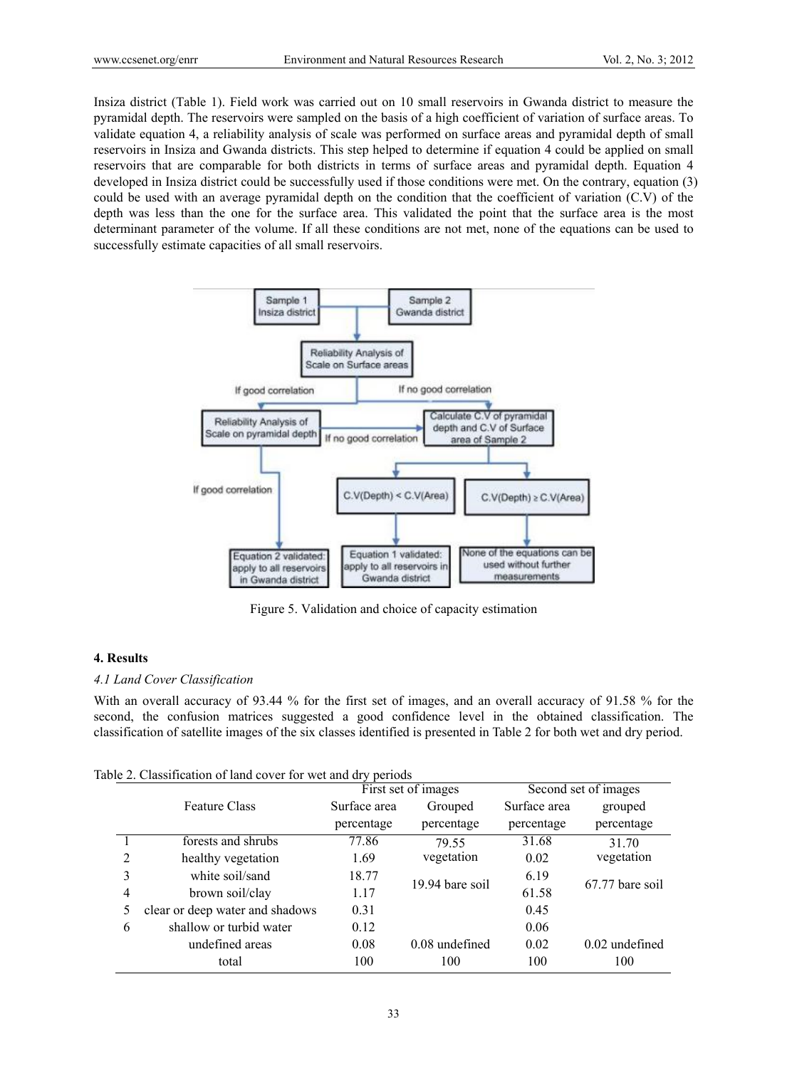Insiza district (Table 1). Field work was carried out on 10 small reservoirs in Gwanda district to measure the pyramidal depth. The reservoirs were sampled on the basis of a high coefficient of variation of surface areas. To validate equation 4, a reliability analysis of scale was performed on surface areas and pyramidal depth of small reservoirs in Insiza and Gwanda districts. This step helped to determine if equation 4 could be applied on small reservoirs that are comparable for both districts in terms of surface areas and pyramidal depth. Equation 4 developed in Insiza district could be successfully used if those conditions were met. On the contrary, equation (3) could be used with an average pyramidal depth on the condition that the coefficient of variation (C.V) of the depth was less than the one for the surface area. This validated the point that the surface area is the most determinant parameter of the volume. If all these conditions are not met, none of the equations can be used to successfully estimate capacities of all small reservoirs.

Figure 5. Validation and choice of capacity estimation

## 4. Results

### *4.1 Land Cover Classification*

With an overall accuracy of 93.44 % for the first set of images, and an overall accuracy of 91.58 % for the second, the confusion matrices suggested a good confidence level in the obtained classification. The classification of satellite images of the six classes identified is presented in Table 2 for both wet and dry period.

Table 2. Classification of land cover for wet and dry periods

| | Feature Class | First set of images | | Second set of images | |
|---|---|---|---|---|---|
| | | Surface area percentage | Grouped percentage | Surface area percentage | grouped percentage |
| 1 | forests and shrubs | 77.86 | 79.55 vegetation | 31.68 | 31.70 vegetation |
| 2 | healthy vegetation | 1.69 | | 0.02 | |
| 3 | white soil/sand | 18.77 | 19.94 bare soil | 6.19 | 67.77 bare soil |
| 4 | brown soil/clay | 1.17 | | 61.58 | |
| 5 | clear or deep water and shadows | 0.31 | | 0.45 | |
| 6 | shallow or turbid water | 0.12 | | 0.06 | |
| | undefined areas | 0.08 | 0.08 undefined | 0.02 | 0.02 undefined |
| | total | 100 | 100 | 100 | 100 |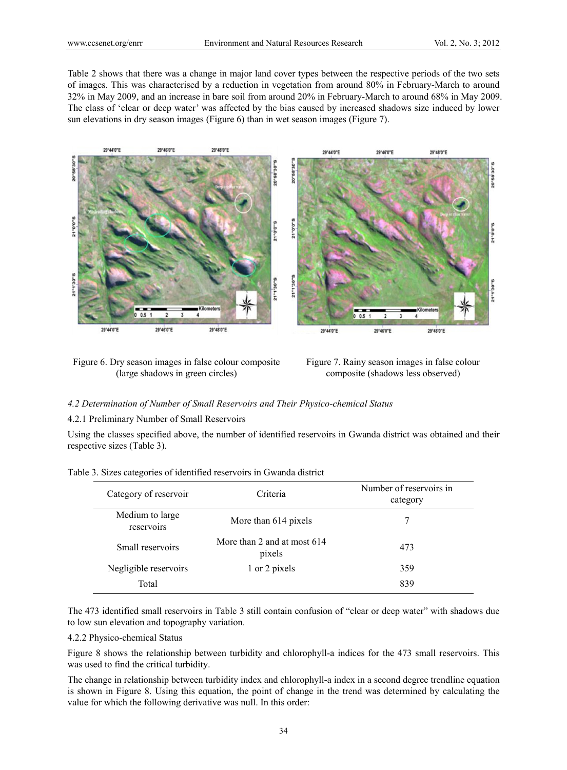Table 2 shows that there was a change in major land cover types between the respective periods of the two sets of images. This was characterised by a reduction in vegetation from around 80% in February-March to around 32% in May 2009, and an increase in bare soil from around 20% in February-March to around 68% in May 2009. The class of 'clear or deep water' was affected by the bias caused by increased shadows size induced by lower sun elevations in dry season images (Figure 6) than in wet season images (Figure 7).

Figure 6. Dry season images in false colour composite (large shadows in green circles)

Figure 7. Rainy season images in false colour composite (shadows less observed)

### *4.2 Determination of Number of Small Reservoirs and Their Physico-chemical Status*

#### 4.2.1 Preliminary Number of Small Reservoirs

Using the classes specified above, the number of identified reservoirs in Gwanda district was obtained and their respective sizes (Table 3).

Table 3. Sizes categories of identified reservoirs in Gwanda district

| Category of reservoir | Criteria | Number of reservoirs in category |
|---|---|---|
| Medium to large reservoirs | More than 614 pixels | 7 |
| Small reservoirs | More than 2 and at most 614 pixels | 473 |
| Negligible reservoirs | 1 or 2 pixels | 359 |
| Total | | 839 |

The 473 identified small reservoirs in Table 3 still contain confusion of "clear or deep water" with shadows due to low sun elevation and topography variation.

#### 4.2.2 Physico-chemical Status

Figure 8 shows the relationship between turbidity and chlorophyll-a indices for the 473 small reservoirs. This was used to find the critical turbidity.

The change in relationship between turbidity index and chlorophyll-a index in a second degree trendline equation is shown in Figure 8. Using this equation, the point of change in the trend was determined by calculating the value for which the following derivative was null. In this order: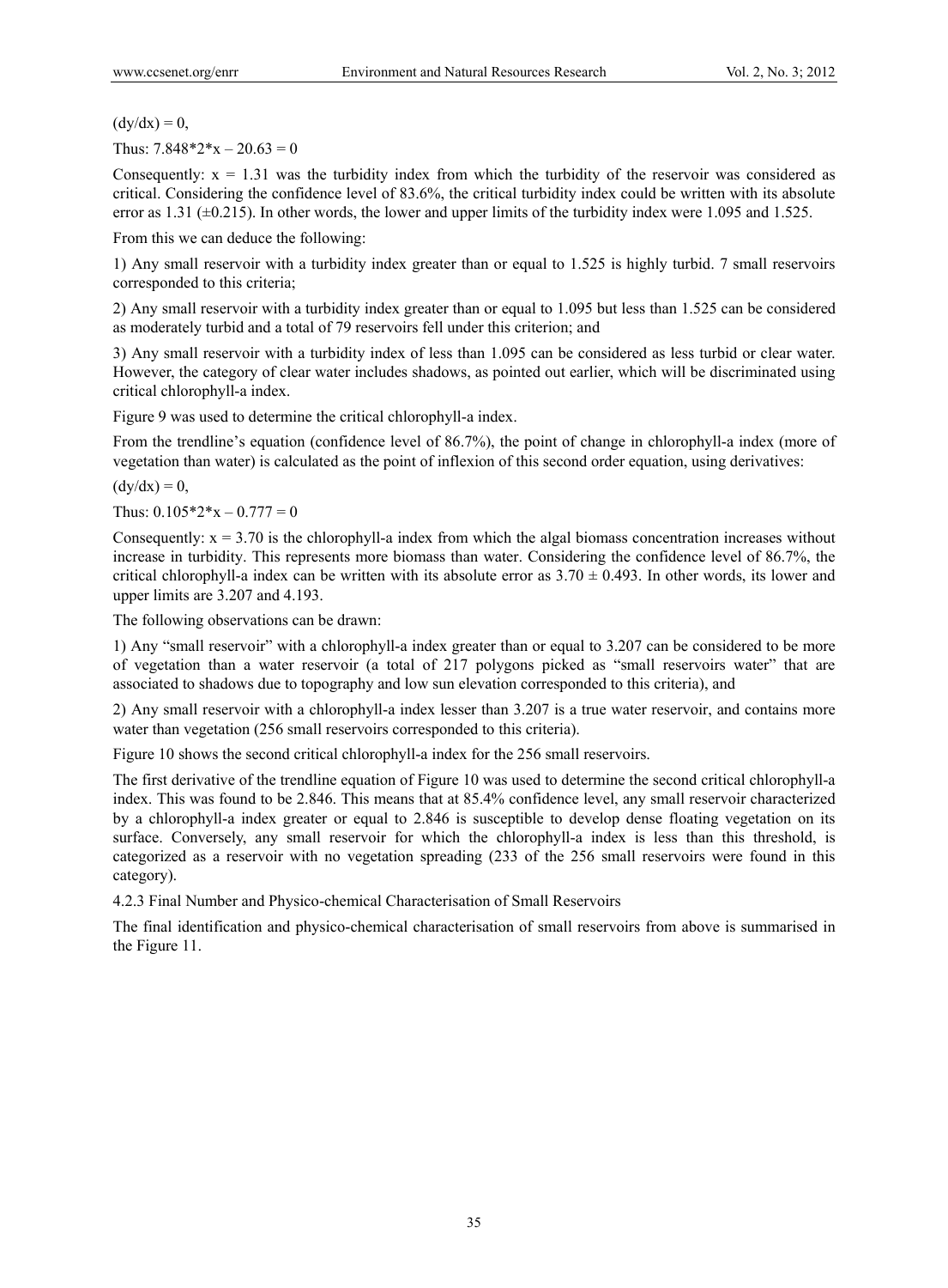$(dy/dx) = 0$,

Thus: $7.848*2*x – 20.63 = 0$

Consequently: $x = 1.31$ was the turbidity index from which the turbidity of the reservoir was considered as critical. Considering the confidence level of 83.6%, the critical turbidity index could be written with its absolute error as 1.31 (±0.215). In other words, the lower and upper limits of the turbidity index were 1.095 and 1.525.

From this we can deduce the following:

1) Any small reservoir with a turbidity index greater than or equal to 1.525 is highly turbid. 7 small reservoirs corresponded to this criteria;

2) Any small reservoir with a turbidity index greater than or equal to 1.095 but less than 1.525 can be considered as moderately turbid and a total of 79 reservoirs fell under this criterion; and

3) Any small reservoir with a turbidity index of less than 1.095 can be considered as less turbid or clear water. However, the category of clear water includes shadows, as pointed out earlier, which will be discriminated using critical chlorophyll-a index.

Figure 9 was used to determine the critical chlorophyll-a index.

From the trendline's equation (confidence level of 86.7%), the point of change in chlorophyll-a index (more of vegetation than water) is calculated as the point of inflexion of this second order equation, using derivatives:

$(dy/dx) = 0$,

Thus: $0.105*2*x – 0.777 = 0$

Consequently: $x = 3.70$ is the chlorophyll-a index from which the algal biomass concentration increases without increase in turbidity. This represents more biomass than water. Considering the confidence level of 86.7%, the critical chlorophyll-a index can be written with its absolute error as $3.70 \pm 0.493$. In other words, its lower and upper limits are 3.207 and 4.193.

The following observations can be drawn:

1) Any "small reservoir" with a chlorophyll-a index greater than or equal to 3.207 can be considered to be more of vegetation than a water reservoir (a total of 217 polygons picked as "small reservoirs water" that are associated to shadows due to topography and low sun elevation corresponded to this criteria), and

2) Any small reservoir with a chlorophyll-a index lesser than 3.207 is a true water reservoir, and contains more water than vegetation (256 small reservoirs corresponded to this criteria).

Figure 10 shows the second critical chlorophyll-a index for the 256 small reservoirs.

The first derivative of the trendline equation of Figure 10 was used to determine the second critical chlorophyll-a index. This was found to be 2.846. This means that at 85.4% confidence level, any small reservoir characterized by a chlorophyll-a index greater or equal to 2.846 is susceptible to develop dense floating vegetation on its surface. Conversely, any small reservoir for which the chlorophyll-a index is less than this threshold, is categorized as a reservoir with no vegetation spreading (233 of the 256 small reservoirs were found in this category).

### 4.2.3 Final Number and Physico-chemical Characterisation of Small Reservoirs

The final identification and physico-chemical characterisation of small reservoirs from above is summarised in the Figure 11.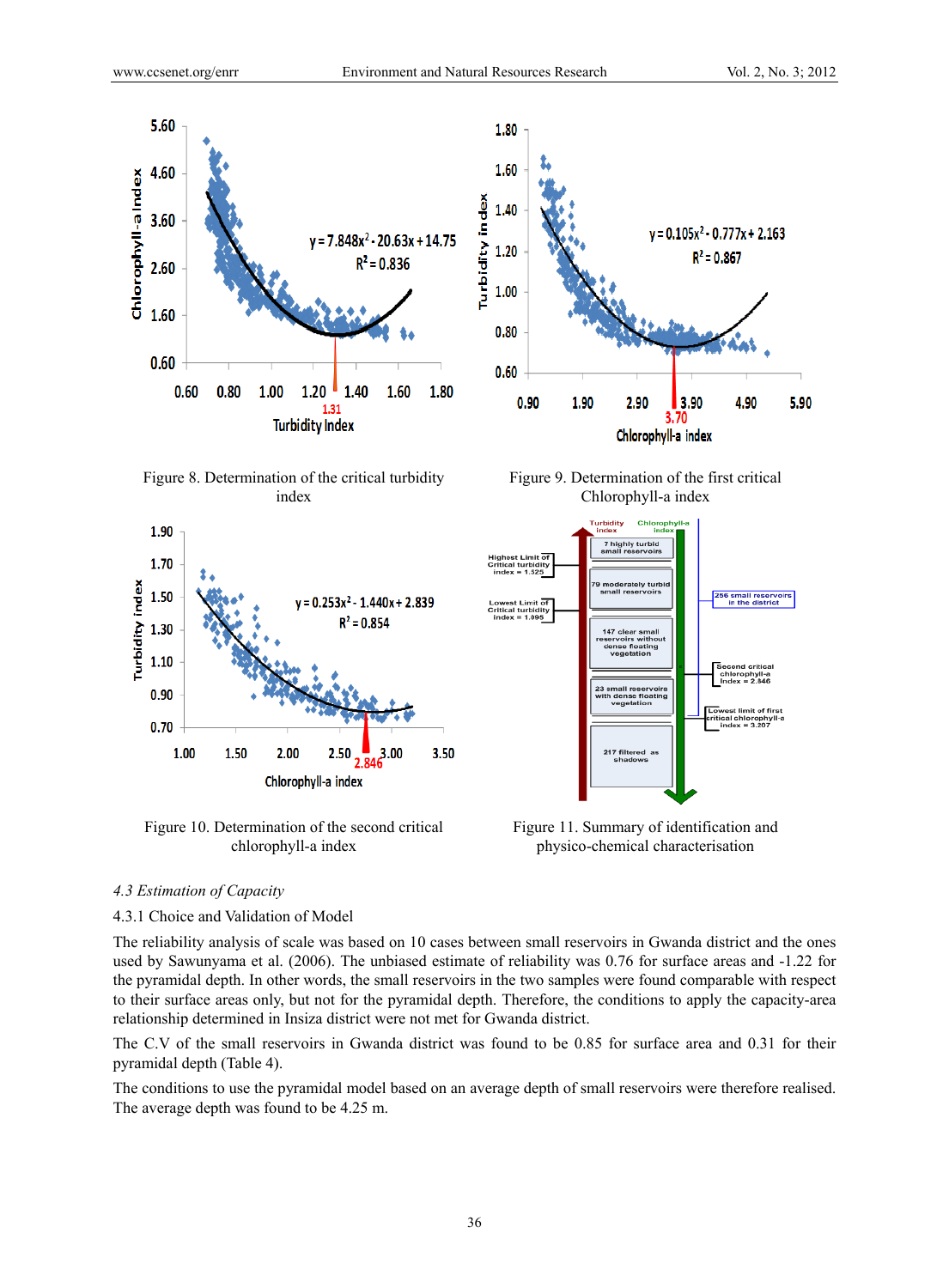Figure 8. Determination of the critical turbidity index

Figure 9. Determination of the first critical Chlorophyll-a index

Figure 10. Determination of the second critical chlorophyll-a index

Figure 11. Summary of identification and physico-chemical characterisation

*4.3 Estimation of Capacity*

4.3.1 Choice and Validation of Model

The reliability analysis of scale was based on 10 cases between small reservoirs in Gwanda district and the ones used by Sawunyama et al. (2006). The unbiased estimate of reliability was 0.76 for surface areas and -1.22 for the pyramidal depth. In other words, the small reservoirs in the two samples were found comparable with respect to their surface areas only, but not for the pyramidal depth. Therefore, the conditions to apply the capacity-area relationship determined in Insiza district were not met for Gwanda district.

The C.V of the small reservoirs in Gwanda district was found to be 0.85 for surface area and 0.31 for their pyramidal depth (Table 4).

The conditions to use the pyramidal model based on an average depth of small reservoirs were therefore realised. The average depth was found to be 4.25 m.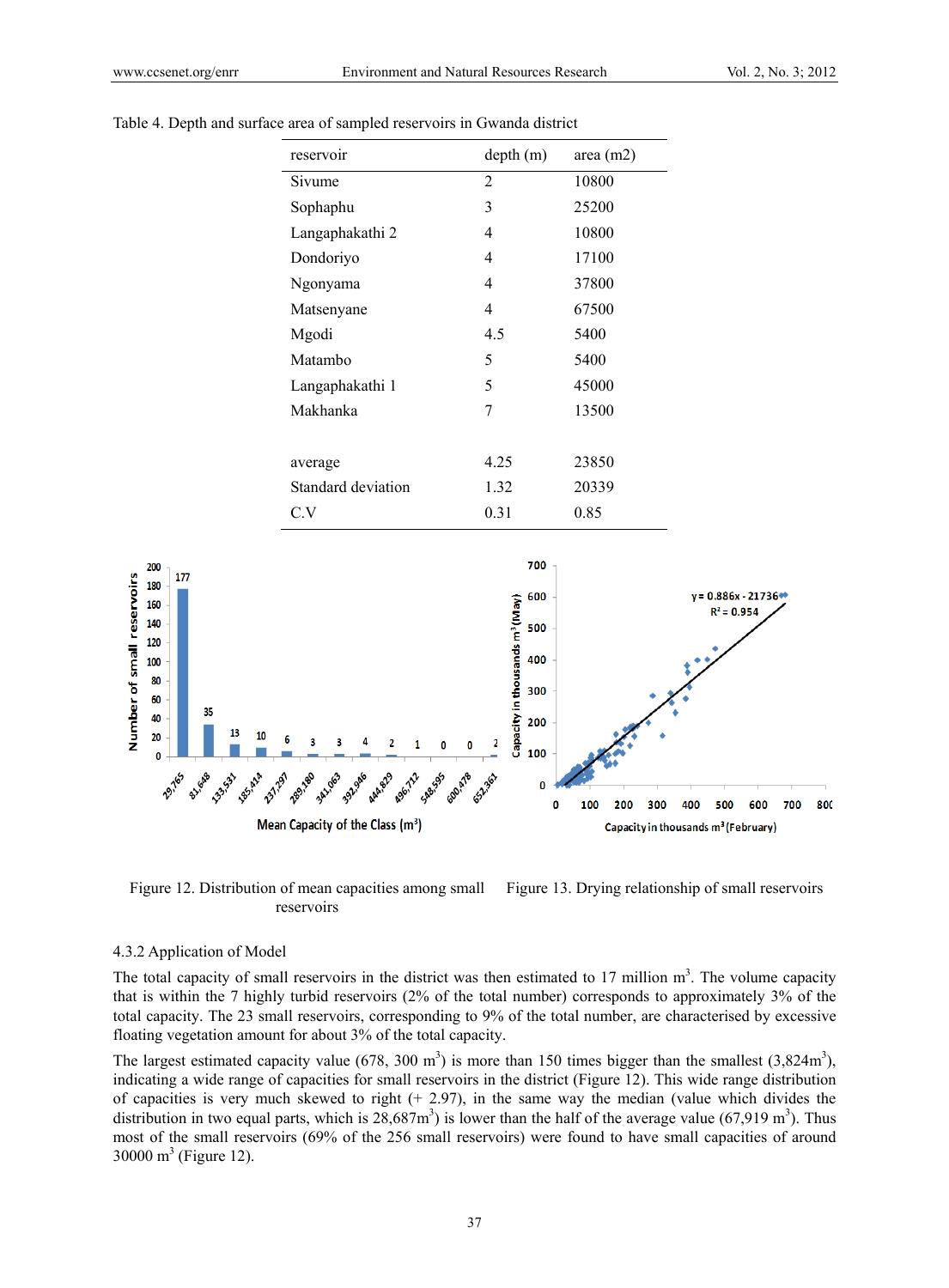Table 4. Depth and surface area of sampled reservoirs in Gwanda district

| reservoir | depth (m) | area (m2) |
|---|---|---|
| Sivume | 2 | 10800 |
| Sophaphu | 3 | 25200 |
| Langaphakathi 2 | 4 | 10800 |
| Dondoriyo | 4 | 17100 |
| Ngonyama | 4 | 37800 |
| Matsenyane | 4 | 67500 |
| Mgodi | 4.5 | 5400 |
| Matambo | 5 | 5400 |
| Langaphakathi 1 | 5 | 45000 |
| Makhanka | 7 | 13500 |
| | | |
| average | 4.25 | 23850 |
| Standard deviation | 1.32 | 20339 |
| C.V | 0.31 | 0.85 |

Figure 12. Distribution of mean capacities among small reservoirs

Figure 13. Drying relationship of small reservoirs

4.3.2 Application of Model

The total capacity of small reservoirs in the district was then estimated to 17 million $m^3$. The volume capacity that is within the 7 highly turbid reservoirs (2% of the total number) corresponds to approximately 3% of the total capacity. The 23 small reservoirs, corresponding to 9% of the total number, are characterised by excessive floating vegetation amount for about 3% of the total capacity.

The largest estimated capacity value (678, 300 $m^3$) is more than 150 times bigger than the smallest (3,824$m^3$), indicating a wide range of capacities for small reservoirs in the district (Figure 12). This wide range distribution of capacities is very much skewed to right (+ 2.97), in the same way the median (value which divides the distribution in two equal parts, which is 28,687$m^3$) is lower than the half of the average value (67,919 $m^3$). Thus most of the small reservoirs (69% of the 256 small reservoirs) were found to have small capacities of around 30000 $m^3$ (Figure 12).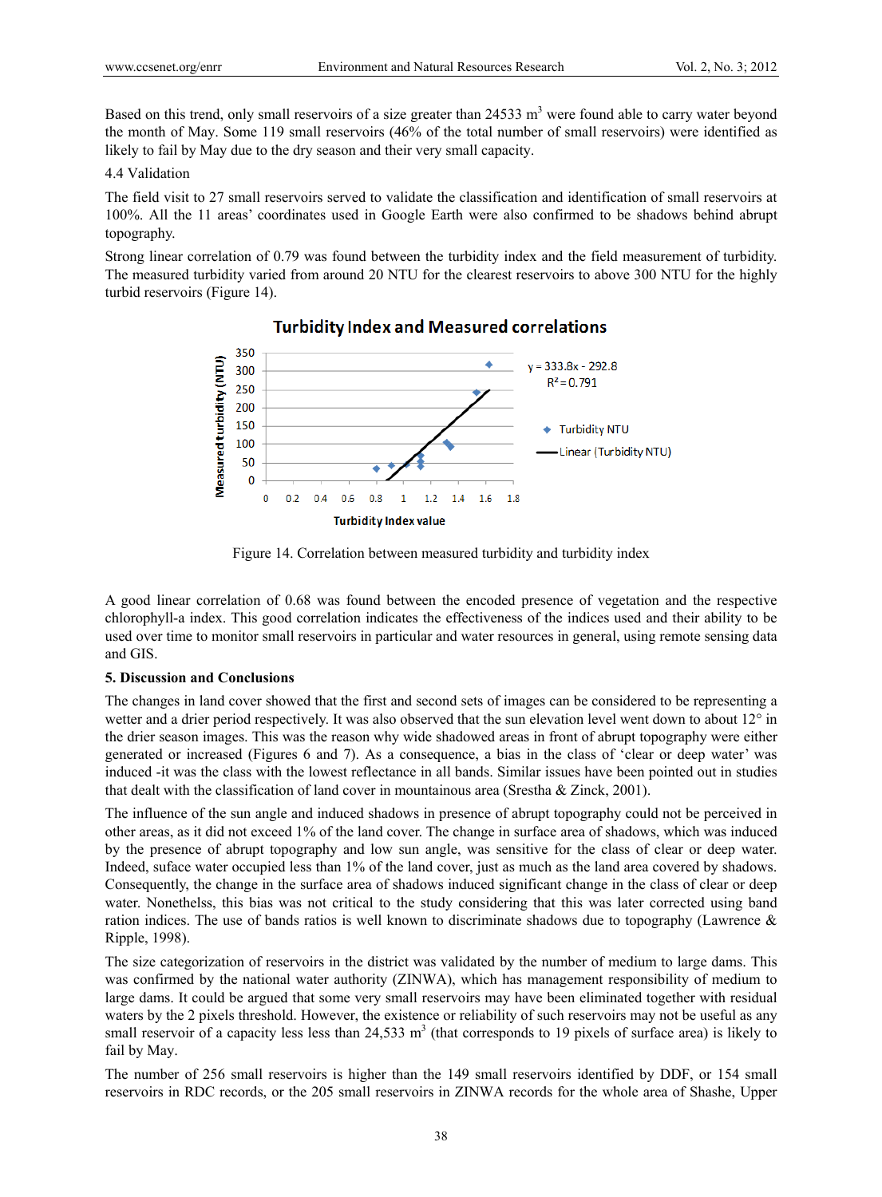Based on this trend, only small reservoirs of a size greater than 24533 $m^3$ were found able to carry water beyond the month of May. Some 119 small reservoirs (46% of the total number of small reservoirs) were identified as likely to fail by May due to the dry season and their very small capacity.

### 4.4 Validation

The field visit to 27 small reservoirs served to validate the classification and identification of small reservoirs at 100%. All the 11 areas' coordinates used in Google Earth were also confirmed to be shadows behind abrupt topography.

Strong linear correlation of 0.79 was found between the turbidity index and the field measurement of turbidity. The measured turbidity varied from around 20 NTU for the clearest reservoirs to above 300 NTU for the highly turbid reservoirs (Figure 14).

Figure 14. Correlation between measured turbidity and turbidity index

A good linear correlation of 0.68 was found between the encoded presence of vegetation and the respective chlorophyll-a index. This good correlation indicates the effectiveness of the indices used and their ability to be used over time to monitor small reservoirs in particular and water resources in general, using remote sensing data and GIS.

## 5. Discussion and Conclusions

The changes in land cover showed that the first and second sets of images can be considered to be representing a wetter and a drier period respectively. It was also observed that the sun elevation level went down to about 12° in the drier season images. This was the reason why wide shadowed areas in front of abrupt topography were either generated or increased (Figures 6 and 7). As a consequence, a bias in the class of 'clear or deep water' was induced -it was the class with the lowest reflectance in all bands. Similar issues have been pointed out in studies that dealt with the classification of land cover in mountainous area (Srestha & Zinck, 2001).

The influence of the sun angle and induced shadows in presence of abrupt topography could not be perceived in other areas, as it did not exceed 1% of the land cover. The change in surface area of shadows, which was induced by the presence of abrupt topography and low sun angle, was sensitive for the class of clear or deep water. Indeed, suface water occupied less than 1% of the land cover, just as much as the land area covered by shadows. Consequently, the change in the surface area of shadows induced significant change in the class of clear or deep water. Nonethelss, this bias was not critical to the study considering that this was later corrected using band ration indices. The use of bands ratios is well known to discriminate shadows due to topography (Lawrence & Ripple, 1998).

The size categorization of reservoirs in the district was validated by the number of medium to large dams. This was confirmed by the national water authority (ZINWA), which has management responsibility of medium to large dams. It could be argued that some very small reservoirs may have been eliminated together with residual waters by the 2 pixels threshold. However, the existence or reliability of such reservoirs may not be useful as any small reservoir of a capacity less less than 24,533 $m^3$ (that corresponds to 19 pixels of surface area) is likely to fail by May.

The number of 256 small reservoirs is higher than the 149 small reservoirs identified by DDF, or 154 small reservoirs in RDC records, or the 205 small reservoirs in ZINWA records for the whole area of Shashe, Upper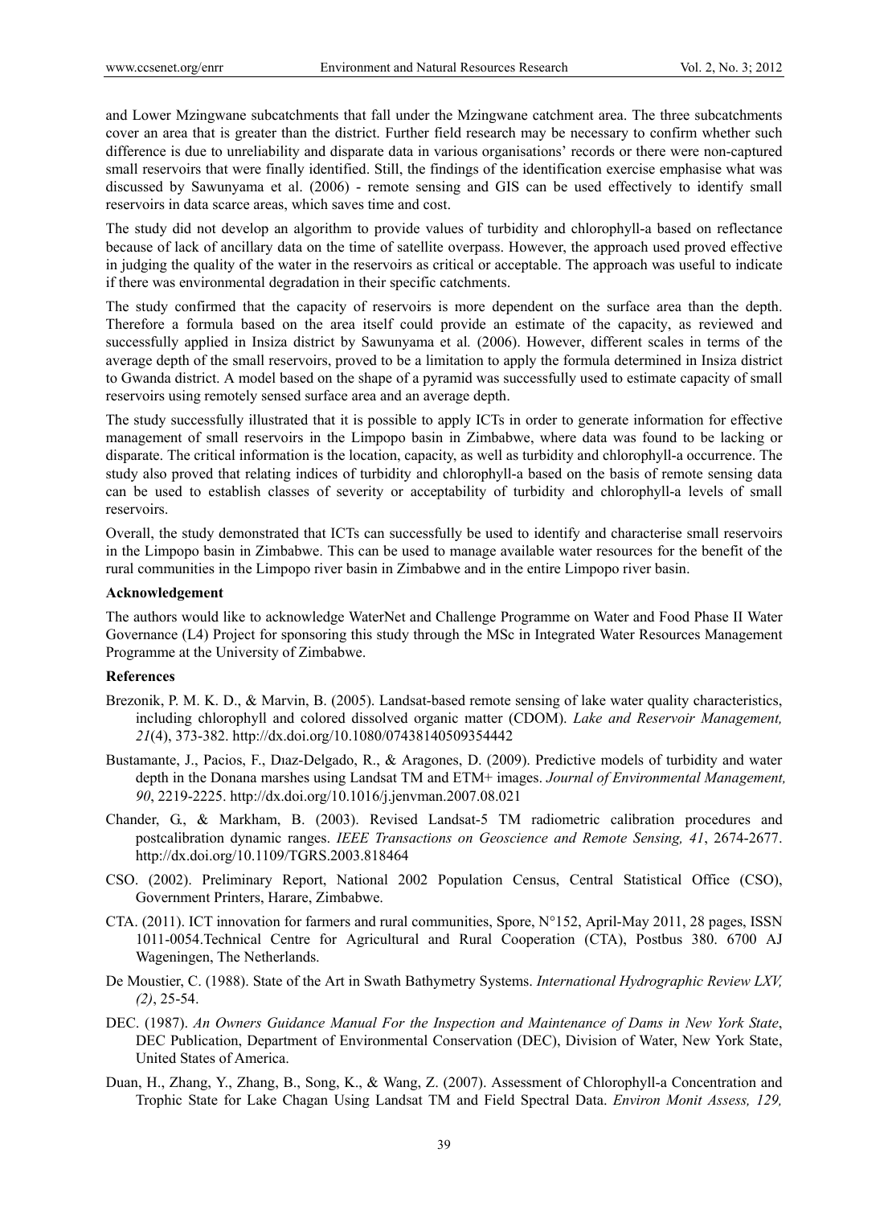and Lower Mzingwane subcatchments that fall under the Mzingwane catchment area. The three subcatchments cover an area that is greater than the district. Further field research may be necessary to confirm whether such difference is due to unreliability and disparate data in various organisations' records or there were non-captured small reservoirs that were finally identified. Still, the findings of the identification exercise emphasise what was discussed by Sawunyama et al. (2006) - remote sensing and GIS can be used effectively to identify small reservoirs in data scarce areas, which saves time and cost.

The study did not develop an algorithm to provide values of turbidity and chlorophyll-a based on reflectance because of lack of ancillary data on the time of satellite overpass. However, the approach used proved effective in judging the quality of the water in the reservoirs as critical or acceptable. The approach was useful to indicate if there was environmental degradation in their specific catchments.

The study confirmed that the capacity of reservoirs is more dependent on the surface area than the depth. Therefore a formula based on the area itself could provide an estimate of the capacity, as reviewed and successfully applied in Insiza district by Sawunyama et al*.* (2006). However, different scales in terms of the average depth of the small reservoirs, proved to be a limitation to apply the formula determined in Insiza district to Gwanda district. A model based on the shape of a pyramid was successfully used to estimate capacity of small reservoirs using remotely sensed surface area and an average depth.

The study successfully illustrated that it is possible to apply ICTs in order to generate information for effective management of small reservoirs in the Limpopo basin in Zimbabwe, where data was found to be lacking or disparate. The critical information is the location, capacity, as well as turbidity and chlorophyll-a occurrence. The study also proved that relating indices of turbidity and chlorophyll-a based on the basis of remote sensing data can be used to establish classes of severity or acceptability of turbidity and chlorophyll-a levels of small reservoirs.

Overall, the study demonstrated that ICTs can successfully be used to identify and characterise small reservoirs in the Limpopo basin in Zimbabwe. This can be used to manage available water resources for the benefit of the rural communities in the Limpopo river basin in Zimbabwe and in the entire Limpopo river basin.

**Acknowledgement**

The authors would like to acknowledge WaterNet and Challenge Programme on Water and Food Phase II Water Governance (L4) Project for sponsoring this study through the MSc in Integrated Water Resources Management Programme at the University of Zimbabwe.

**References**

Brezonik, P. M. K. D., & Marvin, B. (2005). Landsat-based remote sensing of lake water quality characteristics, including chlorophyll and colored dissolved organic matter (CDOM). *Lake and Reservoir Management, 21*(4), 373-382. http://dx.doi.org/10.1080/07438140509354442

Bustamante, J., Pacios, F., Dıaz-Delgado, R., & Aragones, D. (2009). Predictive models of turbidity and water depth in the Donana marshes using Landsat TM and ETM+ images. *Journal of Environmental Management, 90*, 2219-2225. http://dx.doi.org/10.1016/j.jenvman.2007.08.021

Chander, G., & Markham, B. (2003). Revised Landsat-5 TM radiometric calibration procedures and postcalibration dynamic ranges. *IEEE Transactions on Geoscience and Remote Sensing, 41*, 2674-2677. http://dx.doi.org/10.1109/TGRS.2003.818464

CSO. (2002). Preliminary Report, National 2002 Population Census, Central Statistical Office (CSO), Government Printers, Harare, Zimbabwe.

CTA. (2011). ICT innovation for farmers and rural communities, Spore, N°152, April-May 2011, 28 pages, ISSN 1011-0054.Technical Centre for Agricultural and Rural Cooperation (CTA), Postbus 380. 6700 AJ Wageningen, The Netherlands.

De Moustier, C. (1988). State of the Art in Swath Bathymetry Systems. *International Hydrographic Review LXV, (2)*, 25-54.

DEC. (1987). *An Owners Guidance Manual For the Inspection and Maintenance of Dams in New York State*, DEC Publication, Department of Environmental Conservation (DEC), Division of Water, New York State, United States of America.

Duan, H., Zhang, Y., Zhang, B., Song, K., & Wang, Z. (2007). Assessment of Chlorophyll-a Concentration and Trophic State for Lake Chagan Using Landsat TM and Field Spectral Data. *Environ Monit Assess, 129,*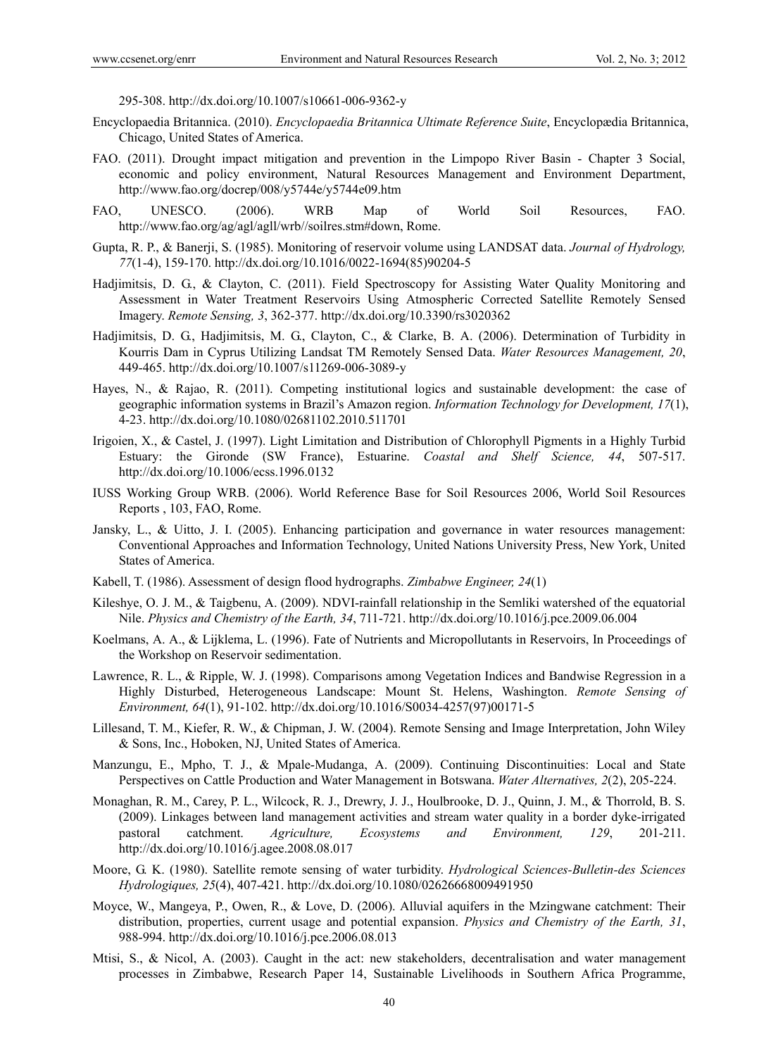295-308. http://dx.doi.org/10.1007/s10661-006-9362-y

Encyclopaedia Britannica. (2010). *Encyclopaedia Britannica Ultimate Reference Suite*, Encyclopædia Britannica, Chicago, United States of America.

FAO. (2011). Drought impact mitigation and prevention in the Limpopo River Basin - Chapter 3 Social, economic and policy environment, Natural Resources Management and Environment Department, http://www.fao.org/docrep/008/y5744e/y5744e09.htm

FAO, UNESCO. (2006). WRB Map of World Soil Resources, FAO. http://www.fao.org/ag/agl/agll/wrb//soilres.stm#down, Rome.

Gupta, R. P., & Banerji, S. (1985). Monitoring of reservoir volume using LANDSAT data. *Journal of Hydrology, 77*(1-4), 159-170. http://dx.doi.org/10.1016/0022-1694(85)90204-5

Hadjimitsis, D. G., & Clayton, C. (2011). Field Spectroscopy for Assisting Water Quality Monitoring and Assessment in Water Treatment Reservoirs Using Atmospheric Corrected Satellite Remotely Sensed Imagery. *Remote Sensing, 3*, 362-377. http://dx.doi.org/10.3390/rs3020362

Hadjimitsis, D. G., Hadjimitsis, M. G., Clayton, C., & Clarke, B. A. (2006). Determination of Turbidity in Kourris Dam in Cyprus Utilizing Landsat TM Remotely Sensed Data. *Water Resources Management, 20*, 449-465. http://dx.doi.org/10.1007/s11269-006-3089-y

Hayes, N., & Rajao, R. (2011). Competing institutional logics and sustainable development: the case of geographic information systems in Brazil's Amazon region. *Information Technology for Development, 17*(1), 4-23. http://dx.doi.org/10.1080/02681102.2010.511701

Irigoien, X., & Castel, J. (1997). Light Limitation and Distribution of Chlorophyll Pigments in a Highly Turbid Estuary: the Gironde (SW France), Estuarine. *Coastal and Shelf Science, 44*, 507-517. http://dx.doi.org/10.1006/ecss.1996.0132

IUSS Working Group WRB. (2006). World Reference Base for Soil Resources 2006, World Soil Resources Reports , 103, FAO, Rome.

Jansky, L., & Uitto, J. I. (2005). Enhancing participation and governance in water resources management: Conventional Approaches and Information Technology, United Nations University Press, New York, United States of America.

Kabell, T. (1986). Assessment of design flood hydrographs. *Zimbabwe Engineer, 24*(1)

Kileshye, O. J. M., & Taigbenu, A. (2009). NDVI-rainfall relationship in the Semliki watershed of the equatorial Nile. *Physics and Chemistry of the Earth, 34*, 711-721. http://dx.doi.org/10.1016/j.pce.2009.06.004

Koelmans, A. A., & Lijklema, L. (1996). Fate of Nutrients and Micropollutants in Reservoirs, In Proceedings of the Workshop on Reservoir sedimentation.

Lawrence, R. L., & Ripple, W. J. (1998). Comparisons among Vegetation Indices and Bandwise Regression in a Highly Disturbed, Heterogeneous Landscape: Mount St. Helens, Washington. *Remote Sensing of Environment, 64*(1), 91-102. http://dx.doi.org/10.1016/S0034-4257(97)00171-5

Lillesand, T. M., Kiefer, R. W., & Chipman, J. W. (2004). Remote Sensing and Image Interpretation, John Wiley & Sons, Inc., Hoboken, NJ, United States of America.

Manzungu, E., Mpho, T. J., & Mpale-Mudanga, A. (2009). Continuing Discontinuities: Local and State Perspectives on Cattle Production and Water Management in Botswana. *Water Alternatives, 2*(2), 205-224.

Monaghan, R. M., Carey, P. L., Wilcock, R. J., Drewry, J. J., Houlbrooke, D. J., Quinn, J. M., & Thorrold, B. S. (2009). Linkages between land management activities and stream water quality in a border dyke-irrigated pastoral catchment. *Agriculture, Ecosystems and Environment, 129*, 201-211. http://dx.doi.org/10.1016/j.agee.2008.08.017

Moore, G. K. (1980). Satellite remote sensing of water turbidity. *Hydrological Sciences-Bulletin-des Sciences Hydrologiques, 25*(4), 407-421. http://dx.doi.org/10.1080/02626668009491950

Moyce, W., Mangeya, P., Owen, R., & Love, D. (2006). Alluvial aquifers in the Mzingwane catchment: Their distribution, properties, current usage and potential expansion. *Physics and Chemistry of the Earth, 31*, 988-994. http://dx.doi.org/10.1016/j.pce.2006.08.013

Mtisi, S., & Nicol, A. (2003). Caught in the act: new stakeholders, decentralisation and water management processes in Zimbabwe, Research Paper 14, Sustainable Livelihoods in Southern Africa Programme,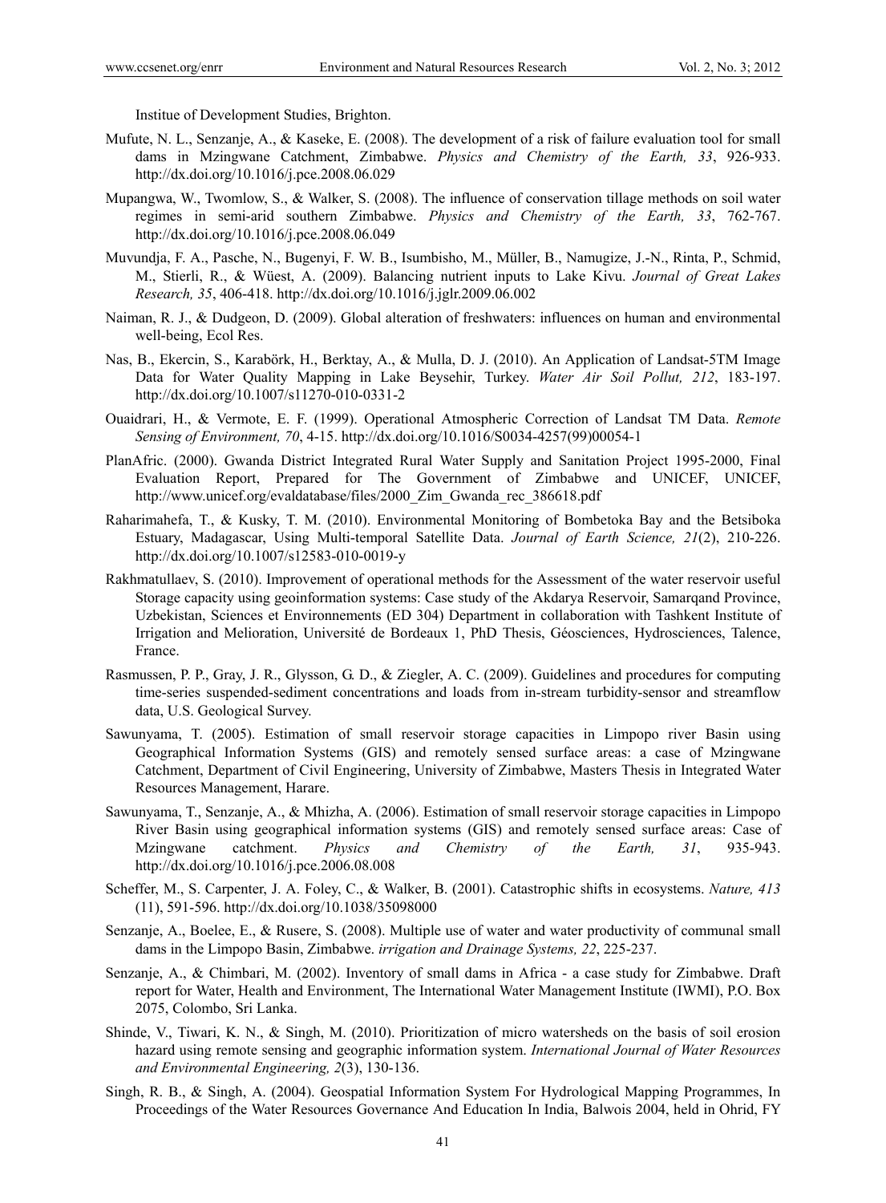Institue of Development Studies, Brighton.

Mufute, N. L., Senzanje, A., & Kaseke, E. (2008). The development of a risk of failure evaluation tool for small dams in Mzingwane Catchment, Zimbabwe. *Physics and Chemistry of the Earth, 33*, 926-933. http://dx.doi.org/10.1016/j.pce.2008.06.029

Mupangwa, W., Twomlow, S., & Walker, S. (2008). The influence of conservation tillage methods on soil water regimes in semi-arid southern Zimbabwe. *Physics and Chemistry of the Earth, 33*, 762-767. http://dx.doi.org/10.1016/j.pce.2008.06.049

Muvundja, F. A., Pasche, N., Bugenyi, F. W. B., Isumbisho, M., Müller, B., Namugize, J.-N., Rinta, P., Schmid, M., Stierli, R., & Wüest, A. (2009). Balancing nutrient inputs to Lake Kivu. *Journal of Great Lakes Research, 35*, 406-418. http://dx.doi.org/10.1016/j.jglr.2009.06.002

Naiman, R. J., & Dudgeon, D. (2009). Global alteration of freshwaters: influences on human and environmental well-being, Ecol Res.

Nas, B., Ekercin, S., Karabörk, H., Berktay, A., & Mulla, D. J. (2010). An Application of Landsat-5TM Image Data for Water Quality Mapping in Lake Beysehir, Turkey. *Water Air Soil Pollut, 212*, 183-197. http://dx.doi.org/10.1007/s11270-010-0331-2

Ouaidrari, H., & Vermote, E. F. (1999). Operational Atmospheric Correction of Landsat TM Data. *Remote Sensing of Environment, 70*, 4-15. http://dx.doi.org/10.1016/S0034-4257(99)00054-1

PlanAfric. (2000). Gwanda District Integrated Rural Water Supply and Sanitation Project 1995-2000, Final Evaluation Report, Prepared for The Government of Zimbabwe and UNICEF, UNICEF, http://www.unicef.org/evaldatabase/files/2000_Zim_Gwanda_rec_386618.pdf

Raharimahefa, T., & Kusky, T. M. (2010). Environmental Monitoring of Bombetoka Bay and the Betsiboka Estuary, Madagascar, Using Multi-temporal Satellite Data. *Journal of Earth Science, 21*(2), 210-226. http://dx.doi.org/10.1007/s12583-010-0019-y

Rakhmatullaev, S. (2010). Improvement of operational methods for the Assessment of the water reservoir useful Storage capacity using geoinformation systems: Case study of the Akdarya Reservoir, Samarqand Province, Uzbekistan, Sciences et Environnements (ED 304) Department in collaboration with Tashkent Institute of Irrigation and Melioration, Université de Bordeaux 1, PhD Thesis, Géosciences, Hydrosciences, Talence, France.

Rasmussen, P. P., Gray, J. R., Glysson, G. D., & Ziegler, A. C. (2009). Guidelines and procedures for computing time-series suspended-sediment concentrations and loads from in-stream turbidity-sensor and streamflow data, U.S. Geological Survey.

Sawunyama, T. (2005). Estimation of small reservoir storage capacities in Limpopo river Basin using Geographical Information Systems (GIS) and remotely sensed surface areas: a case of Mzingwane Catchment, Department of Civil Engineering, University of Zimbabwe, Masters Thesis in Integrated Water Resources Management, Harare.

Sawunyama, T., Senzanje, A., & Mhizha, A. (2006). Estimation of small reservoir storage capacities in Limpopo River Basin using geographical information systems (GIS) and remotely sensed surface areas: Case of Mzingwane catchment. *Physics and Chemistry of the Earth, 31*, 935-943. http://dx.doi.org/10.1016/j.pce.2006.08.008

Scheffer, M., S. Carpenter, J. A. Foley, C., & Walker, B. (2001). Catastrophic shifts in ecosystems. *Nature, 413* (11), 591-596. http://dx.doi.org/10.1038/35098000

Senzanje, A., Boelee, E., & Rusere, S. (2008). Multiple use of water and water productivity of communal small dams in the Limpopo Basin, Zimbabwe. *irrigation and Drainage Systems, 22*, 225-237.

Senzanje, A., & Chimbari, M. (2002). Inventory of small dams in Africa - a case study for Zimbabwe. Draft report for Water, Health and Environment, The International Water Management Institute (IWMI), P.O. Box 2075, Colombo, Sri Lanka.

Shinde, V., Tiwari, K. N., & Singh, M. (2010). Prioritization of micro watersheds on the basis of soil erosion hazard using remote sensing and geographic information system. *International Journal of Water Resources and Environmental Engineering, 2*(3), 130-136.

Singh, R. B., & Singh, A. (2004). Geospatial Information System For Hydrological Mapping Programmes, In Proceedings of the Water Resources Governance And Education In India, Balwois 2004, held in Ohrid, FY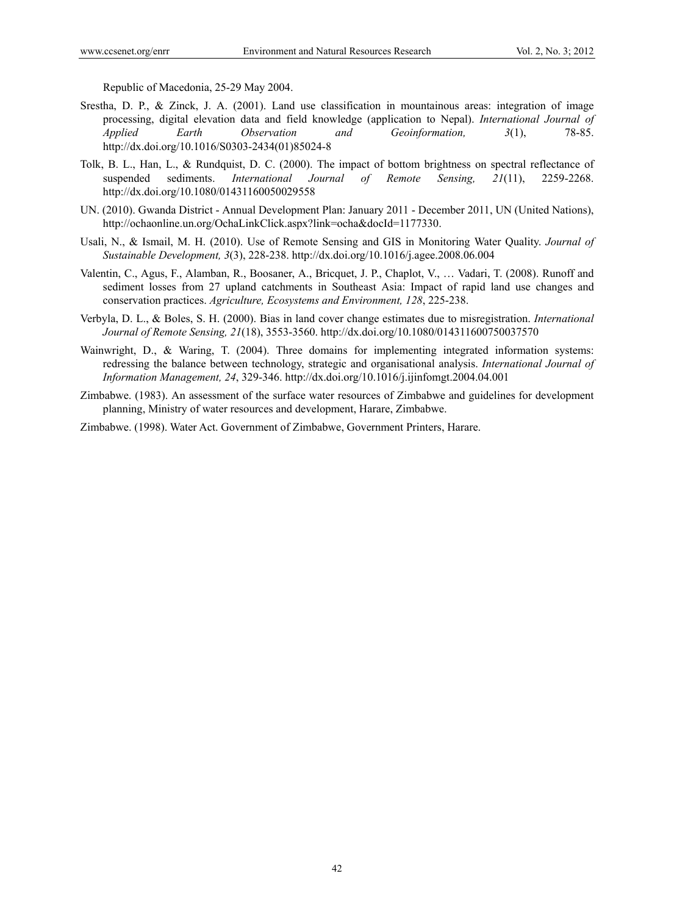Republic of Macedonia, 25-29 May 2004.

Srestha, D. P., & Zinck, J. A. (2001). Land use classification in mountainous areas: integration of image processing, digital elevation data and field knowledge (application to Nepal). *International Journal of Applied Earth Observation and Geoinformation, 3*(1), 78-85. http://dx.doi.org/10.1016/S0303-2434(01)85024-8

Tolk, B. L., Han, L., & Rundquist, D. C. (2000). The impact of bottom brightness on spectral reflectance of suspended sediments. *International Journal of Remote Sensing, 21*(11), 2259-2268. http://dx.doi.org/10.1080/01431160050029558

UN. (2010). Gwanda District - Annual Development Plan: January 2011 - December 2011, UN (United Nations), http://ochaonline.un.org/OchaLinkClick.aspx?link=ocha&docId=1177330.

Usali, N., & Ismail, M. H. (2010). Use of Remote Sensing and GIS in Monitoring Water Quality. *Journal of Sustainable Development, 3*(3), 228-238. http://dx.doi.org/10.1016/j.agee.2008.06.004

Valentin, C., Agus, F., Alamban, R., Boosaner, A., Bricquet, J. P., Chaplot, V., … Vadari, T. (2008). Runoff and sediment losses from 27 upland catchments in Southeast Asia: Impact of rapid land use changes and conservation practices. *Agriculture, Ecosystems and Environment, 128*, 225-238.

Verbyla, D. L., & Boles, S. H. (2000). Bias in land cover change estimates due to misregistration. *International Journal of Remote Sensing, 21*(18), 3553-3560. http://dx.doi.org/10.1080/014311600750037570

Wainwright, D., & Waring, T. (2004). Three domains for implementing integrated information systems: redressing the balance between technology, strategic and organisational analysis. *International Journal of Information Management, 24*, 329-346. http://dx.doi.org/10.1016/j.ijinfomgt.2004.04.001

Zimbabwe. (1983). An assessment of the surface water resources of Zimbabwe and guidelines for development planning, Ministry of water resources and development, Harare, Zimbabwe.

Zimbabwe. (1998). Water Act. Government of Zimbabwe, Government Printers, Harare.